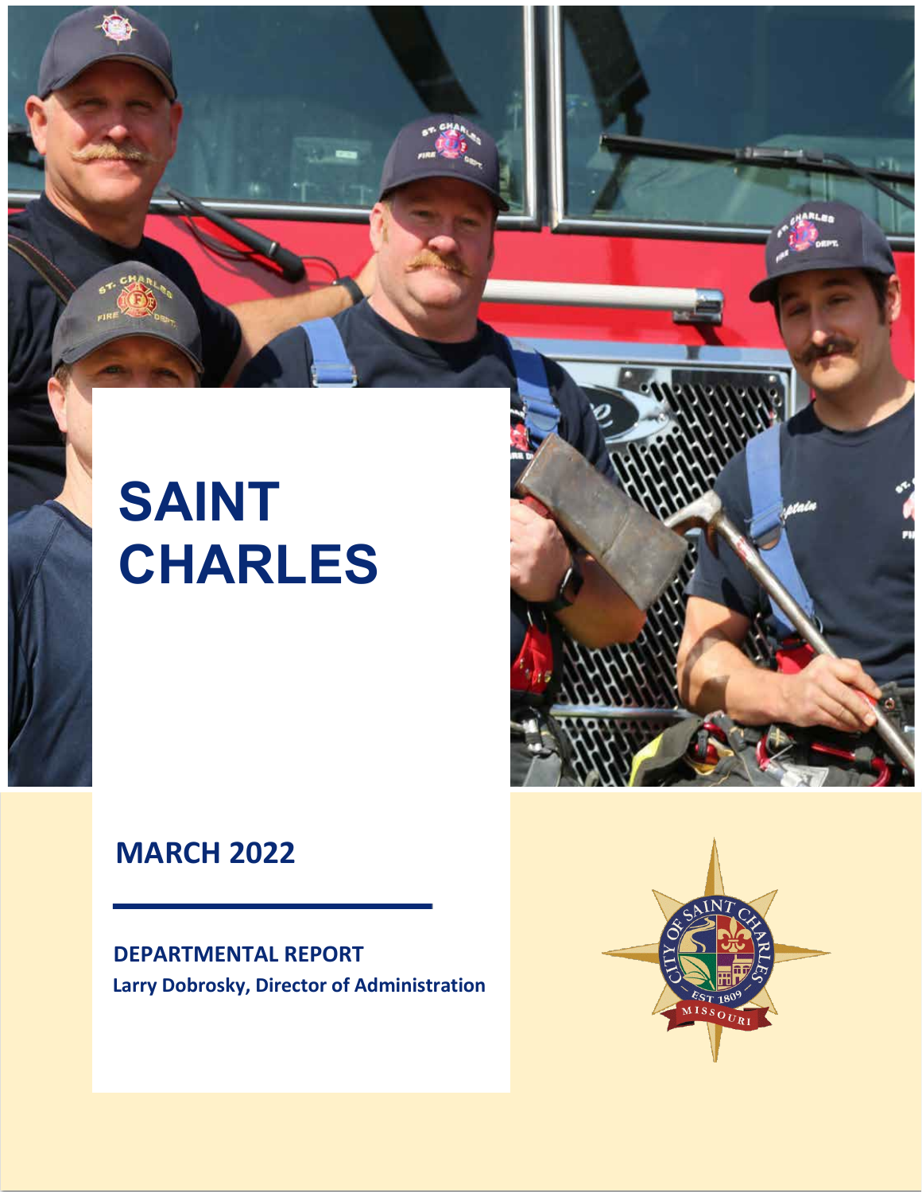# SAINT CHARLES

## MARCH 2022

**DEPARTMENTAL REPORT**

**Larry Dobrosky, Director of Administration**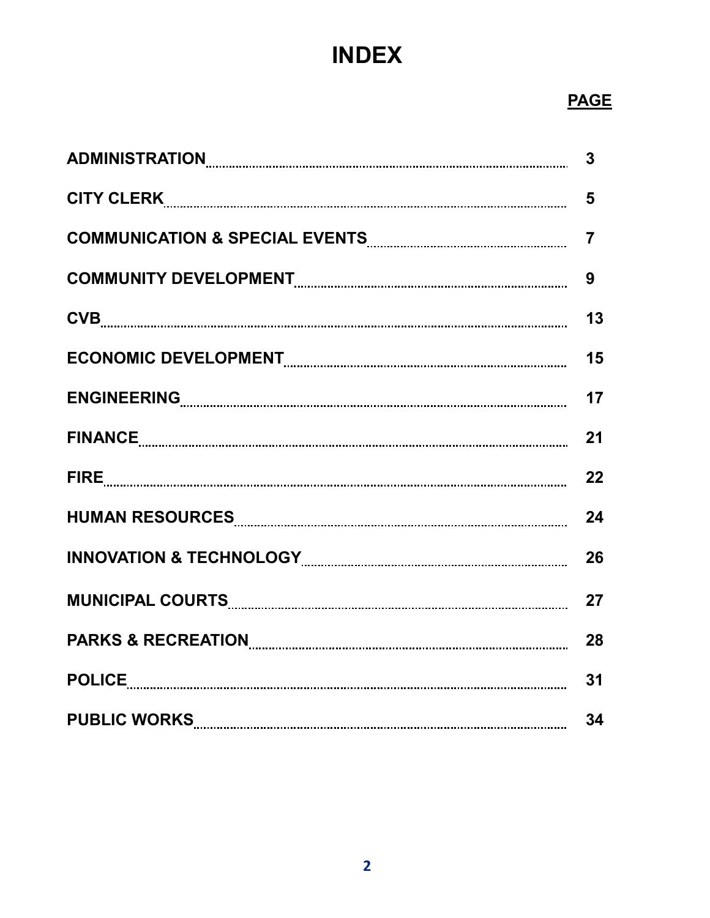# INDEX

| | PAGE |
|---|---|
| ADMINISTRATION | 3 |
| CITY CLERK | 5 |
| COMMUNICATION & SPECIAL EVENTS | 7 |
| COMMUNITY DEVELOPMENT | 9 |
| CVB | 13 |
| ECONOMIC DEVELOPMENT | 15 |
| ENGINEERING | 17 |
| FINANCE | 21 |
| FIRE | 22 |
| HUMAN RESOURCES | 24 |
| INNOVATION & TECHNOLOGY | 26 |
| MUNICIPAL COURTS | 27 |
| PARKS & RECREATION | 28 |
| POLICE | 31 |
| PUBLIC WORKS | 34 |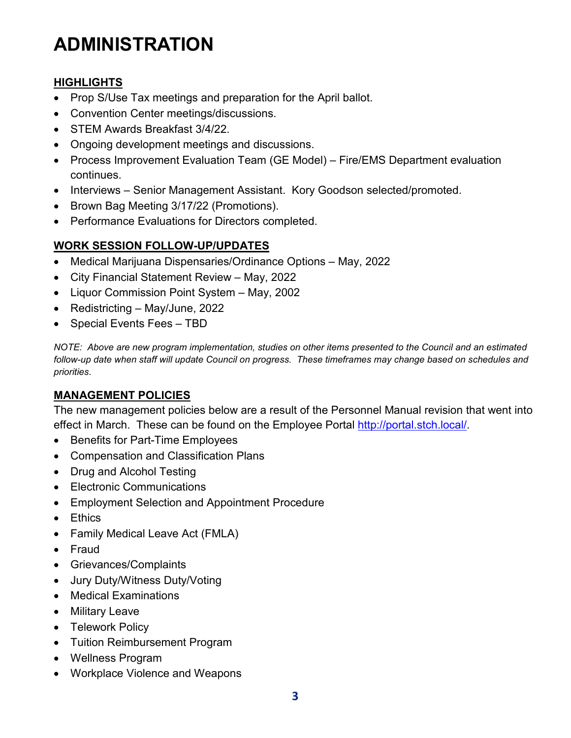# ADMINISTRATION

## HIGHLIGHTS

- Prop S/Use Tax meetings and preparation for the April ballot.
- Convention Center meetings/discussions.
- STEM Awards Breakfast 3/4/22.
- Ongoing development meetings and discussions.
- Process Improvement Evaluation Team (GE Model) – Fire/EMS Department evaluation continues.
- Interviews – Senior Management Assistant. Kory Goodson selected/promoted.
- Brown Bag Meeting 3/17/22 (Promotions).
- Performance Evaluations for Directors completed.

## WORK SESSION FOLLOW-UP/UPDATES

- Medical Marijuana Dispensaries/Ordinance Options – May, 2022
- City Financial Statement Review – May, 2022
- Liquor Commission Point System – May, 2002
- Redistricting – May/June, 2022
- Special Events Fees – TBD

*NOTE: Above are new program implementation, studies on other items presented to the Council and an estimated follow-up date when staff will update Council on progress. These timeframes may change based on schedules and priorities.*

## MANAGEMENT POLICIES

The new management policies below are a result of the Personnel Manual revision that went into effect in March. These can be found on the Employee Portal [http://portal.stch.local/](http://portal.stch.local/).

- Benefits for Part-Time Employees
- Compensation and Classification Plans
- Drug and Alcohol Testing
- Electronic Communications
- Employment Selection and Appointment Procedure
- Ethics
- Family Medical Leave Act (FMLA)
- Fraud
- Grievances/Complaints
- Jury Duty/Witness Duty/Voting
- Medical Examinations
- Military Leave
- Telework Policy
- Tuition Reimbursement Program
- Wellness Program
- Workplace Violence and Weapons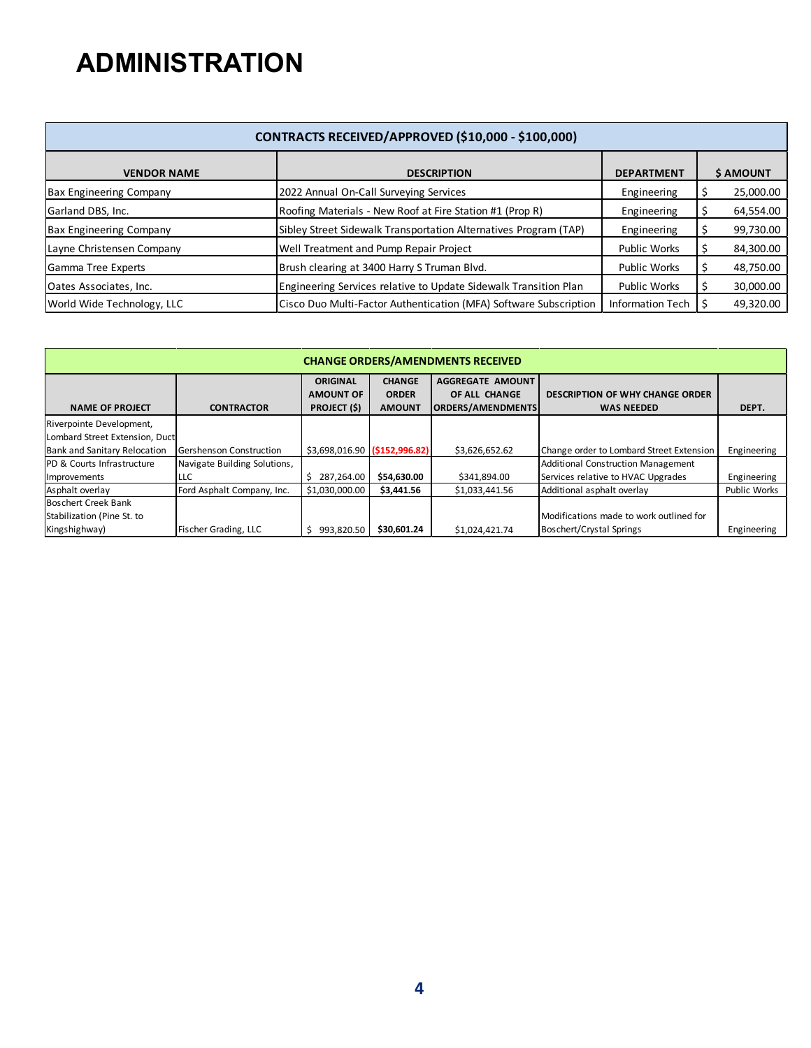# ADMINISTRATION

| CONTRACTS RECEIVED/APPROVED ($10,000 - $100,000) | | | |
|---|---|---|---|
| **VENDOR NAME** | **DESCRIPTION** | **DEPARTMENT** | **$ AMOUNT** |
| Bax Engineering Company | 2022 Annual On-Call Surveying Services | Engineering | $ 25,000.00 |
| Garland DBS, Inc. | Roofing Materials - New Roof at Fire Station #1 (Prop R) | Engineering | $ 64,554.00 |
| Bax Engineering Company | Sibley Street Sidewalk Transportation Alternatives Program (TAP) | Engineering | $ 99,730.00 |
| Layne Christensen Company | Well Treatment and Pump Repair Project | Public Works | $ 84,300.00 |
| Gamma Tree Experts | Brush clearing at 3400 Harry S Truman Blvd. | Public Works | $ 48,750.00 |
| Oates Associates, Inc. | Engineering Services relative to Update Sidewalk Transition Plan | Public Works | $ 30,000.00 |
| World Wide Technology, LLC | Cisco Duo Multi-Factor Authentication (MFA) Software Subscription | Information Tech | $ 49,320.00 |

| CHANGE ORDERS/AMENDMENTS RECEIVED | | | | | | |
|---|---|---|---|---|---|---|
| **NAME OF PROJECT** | **CONTRACTOR** | **ORIGINAL AMOUNT OF PROJECT ($)** | **CHANGE ORDER AMOUNT** | **AGGREGATE AMOUNT OF ALL CHANGE ORDERS/AMENDMENTS** | **DESCRIPTION OF WHY CHANGE ORDER WAS NEEDED** | **DEPT.** |
| Riverpointe Development, Lombard Street Extension, Duct Bank and Sanitary Relocation | Gershenson Construction | $3,698,016.90 | **($152,996.82)** | $3,626,652.62 | Change order to Lombard Street Extension | Engineering |
| PD & Courts Infrastructure Improvements | Navigate Building Solutions, LLC | $ 287,264.00 | **$54,630.00** | $341,894.00 | Additional Construction Management Services relative to HVAC Upgrades | Engineering |
| Asphalt overlay | Ford Asphalt Company, Inc. | $1,030,000.00 | **$3,441.56** | $1,033,441.56 | Additional asphalt overlay | Public Works |
| Boschert Creek Bank Stabilization (Pine St. to Kingshighway) | Fischer Grading, LLC | $ 993,820.50 | **$30,601.24** | $1,024,421.74 | Modifications made to work outlined for Boschert/Crystal Springs | Engineering |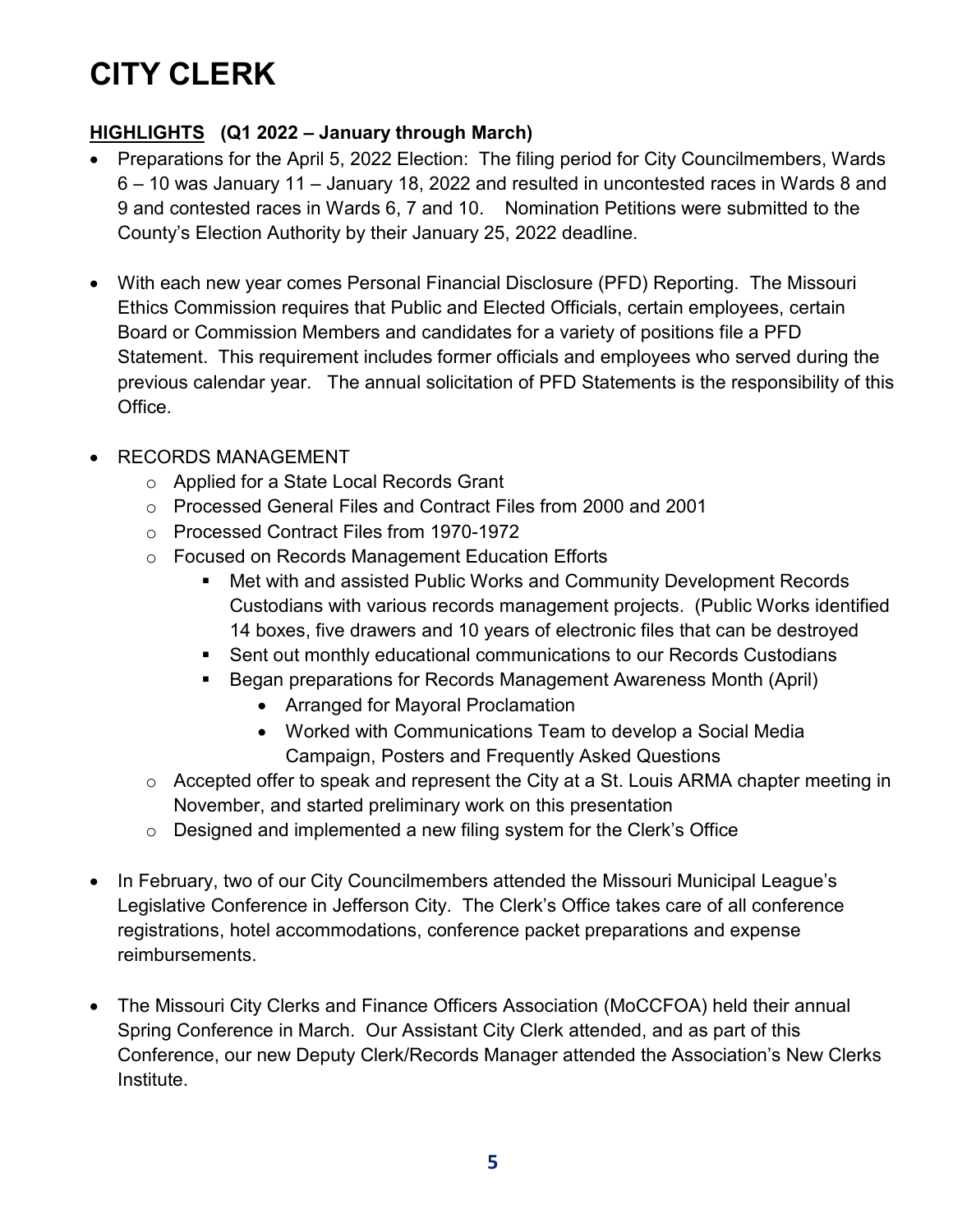# CITY CLERK

**HIGHLIGHTS (Q1 2022 – January through March)**

- Preparations for the April 5, 2022 Election: The filing period for City Councilmembers, Wards 6 – 10 was January 11 – January 18, 2022 and resulted in uncontested races in Wards 8 and 9 and contested races in Wards 6, 7 and 10. Nomination Petitions were submitted to the County's Election Authority by their January 25, 2022 deadline.

- With each new year comes Personal Financial Disclosure (PFD) Reporting. The Missouri Ethics Commission requires that Public and Elected Officials, certain employees, certain Board or Commission Members and candidates for a variety of positions file a PFD Statement. This requirement includes former officials and employees who served during the previous calendar year. The annual solicitation of PFD Statements is the responsibility of this Office.

- RECORDS MANAGEMENT
  - Applied for a State Local Records Grant
  - Processed General Files and Contract Files from 2000 and 2001
  - Processed Contract Files from 1970-1972
  - Focused on Records Management Education Efforts
    - Met with and assisted Public Works and Community Development Records Custodians with various records management projects. (Public Works identified 14 boxes, five drawers and 10 years of electronic files that can be destroyed
    - Sent out monthly educational communications to our Records Custodians
    - Began preparations for Records Management Awareness Month (April)
      - Arranged for Mayoral Proclamation
      - Worked with Communications Team to develop a Social Media Campaign, Posters and Frequently Asked Questions
  - Accepted offer to speak and represent the City at a St. Louis ARMA chapter meeting in November, and started preliminary work on this presentation
  - Designed and implemented a new filing system for the Clerk's Office

- In February, two of our City Councilmembers attended the Missouri Municipal League's Legislative Conference in Jefferson City. The Clerk's Office takes care of all conference registrations, hotel accommodations, conference packet preparations and expense reimbursements.

- The Missouri City Clerks and Finance Officers Association (MoCCFOA) held their annual Spring Conference in March. Our Assistant City Clerk attended, and as part of this Conference, our new Deputy Clerk/Records Manager attended the Association's New Clerks Institute.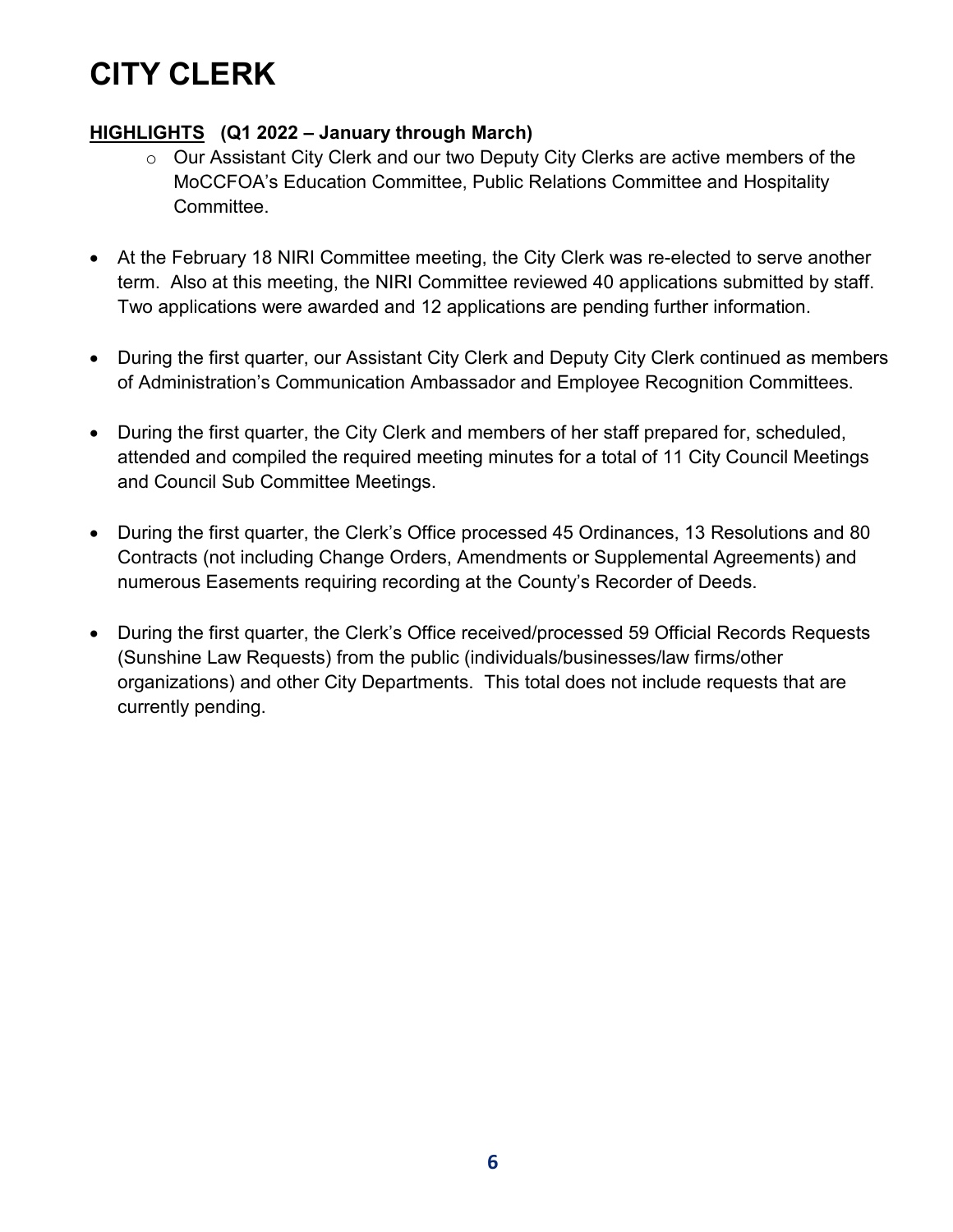# CITY CLERK

**HIGHLIGHTS (Q1 2022 – January through March)**

- Our Assistant City Clerk and our two Deputy City Clerks are active members of the MoCCFOA's Education Committee, Public Relations Committee and Hospitality Committee.

- At the February 18 NIRI Committee meeting, the City Clerk was re-elected to serve another term. Also at this meeting, the NIRI Committee reviewed 40 applications submitted by staff. Two applications were awarded and 12 applications are pending further information.

- During the first quarter, our Assistant City Clerk and Deputy City Clerk continued as members of Administration's Communication Ambassador and Employee Recognition Committees.

- During the first quarter, the City Clerk and members of her staff prepared for, scheduled, attended and compiled the required meeting minutes for a total of 11 City Council Meetings and Council Sub Committee Meetings.

- During the first quarter, the Clerk's Office processed 45 Ordinances, 13 Resolutions and 80 Contracts (not including Change Orders, Amendments or Supplemental Agreements) and numerous Easements requiring recording at the County's Recorder of Deeds.

- During the first quarter, the Clerk's Office received/processed 59 Official Records Requests (Sunshine Law Requests) from the public (individuals/businesses/law firms/other organizations) and other City Departments. This total does not include requests that are currently pending.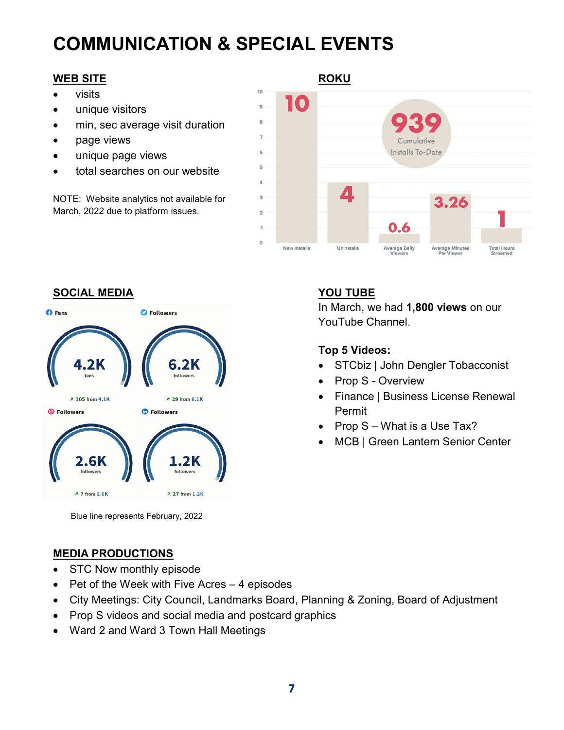# COMMUNICATION & SPECIAL EVENTS

## WEB SITE

- visits
- unique visitors
- min, sec average visit duration
- page views
- unique page views
- total searches on our website

NOTE: Website analytics not available for March, 2022 due to platform issues.

## ROKU

| New Installs | Uninstalls | Average Daily Viewers | Average Minutes Per Viewer | Total Hours Streamed |
|---|---|---|---|---|
| 10 | 4 | 0.6 | 3.26 | 1 |

939 Cumulative Installs To-Date

## SOCIAL MEDIA

| Platform | Count | Change |
|---|---|---|
| Fans | 4.2K fans | 105 from 4.1K |
| Followers | 6.2K followers | 29 from 6.1K |
| Followers | 2.6K followers | 7 from 2.6K |
| Followers | 1.2K followers | 27 from 1.2K |

Blue line represents February, 2022

## YOU TUBE

In March, we had **1,800 views** on our YouTube Channel.

**Top 5 Videos:**

- STCbiz | John Dengler Tobacconist
- Prop S - Overview
- Finance | Business License Renewal Permit
- Prop S – What is a Use Tax?
- MCB | Green Lantern Senior Center

## MEDIA PRODUCTIONS

- STC Now monthly episode
- Pet of the Week with Five Acres – 4 episodes
- City Meetings: City Council, Landmarks Board, Planning & Zoning, Board of Adjustment
- Prop S videos and social media and postcard graphics
- Ward 2 and Ward 3 Town Hall Meetings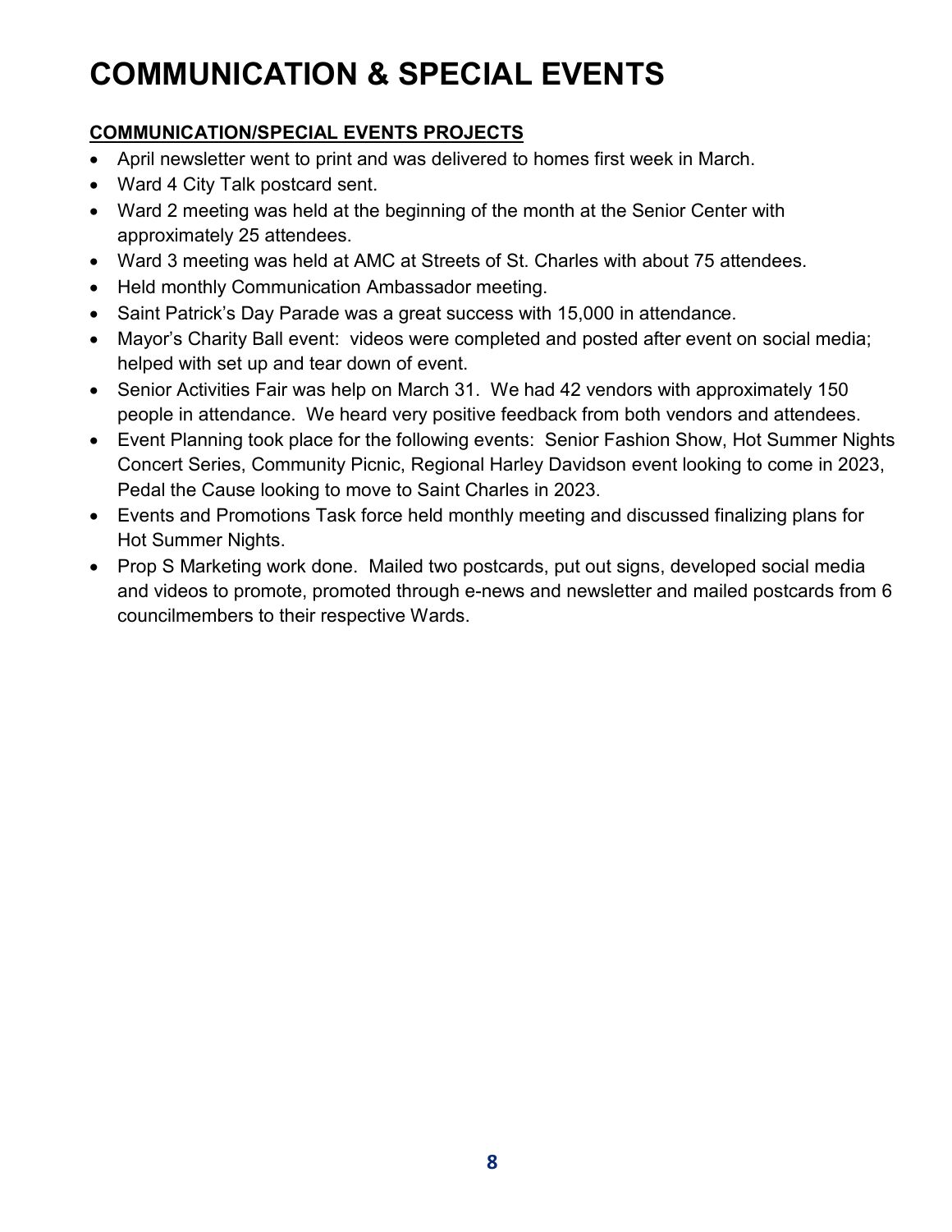# COMMUNICATION & SPECIAL EVENTS

**COMMUNICATION/SPECIAL EVENTS PROJECTS**

- April newsletter went to print and was delivered to homes first week in March.
- Ward 4 City Talk postcard sent.
- Ward 2 meeting was held at the beginning of the month at the Senior Center with approximately 25 attendees.
- Ward 3 meeting was held at AMC at Streets of St. Charles with about 75 attendees.
- Held monthly Communication Ambassador meeting.
- Saint Patrick's Day Parade was a great success with 15,000 in attendance.
- Mayor's Charity Ball event: videos were completed and posted after event on social media; helped with set up and tear down of event.
- Senior Activities Fair was help on March 31. We had 42 vendors with approximately 150 people in attendance. We heard very positive feedback from both vendors and attendees.
- Event Planning took place for the following events: Senior Fashion Show, Hot Summer Nights Concert Series, Community Picnic, Regional Harley Davidson event looking to come in 2023, Pedal the Cause looking to move to Saint Charles in 2023.
- Events and Promotions Task force held monthly meeting and discussed finalizing plans for Hot Summer Nights.
- Prop S Marketing work done. Mailed two postcards, put out signs, developed social media and videos to promote, promoted through e-news and newsletter and mailed postcards from 6 councilmembers to their respective Wards.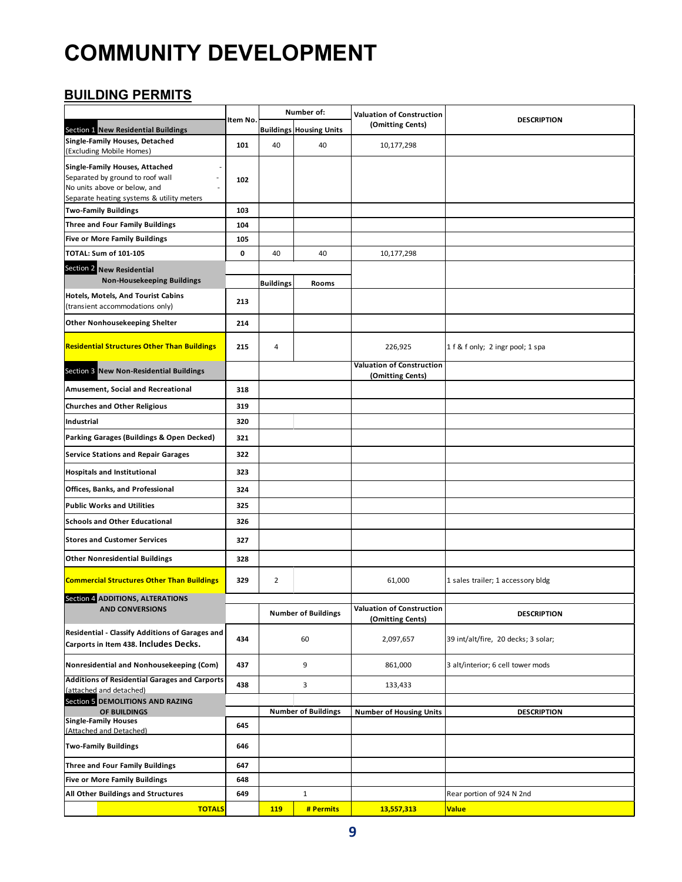# COMMUNITY DEVELOPMENT

## BUILDING PERMITS

| | Item No. | Number of: | | Valuation of Construction (Omitting Cents) | DESCRIPTION |
|---|---|---|---|---|---|
| Section 1 New Residential Buildings | | Buildings | Housing Units | | |
| Single-Family Houses, Detached (Excluding Mobile Homes) | 101 | 40 | 40 | 10,177,298 | |
| Single-Family Houses, Attached - Separated by ground to roof wall - No units above or below, and - Separate heating systems & utility meters | 102 | | | | |
| Two-Family Buildings | 103 | | | | |
| Three and Four Family Buildings | 104 | | | | |
| Five or More Family Buildings | 105 | | | | |
| TOTAL: Sum of 101-105 | 0 | 40 | 40 | 10,177,298 | |
| Section 2 New Residential Non-Housekeeping Buildings | | Buildings | Rooms | | |
| Hotels, Motels, And Tourist Cabins (transient accommodations only) | 213 | | | | |
| Other Nonhousekeeping Shelter | 214 | | | | |
| Residential Structures Other Than Buildings | 215 | 4 | | 226,925 | 1 f & f only; 2 ingr pool; 1 spa |
| Section 3 New Non-Residential Buildings | | | | Valuation of Construction (Omitting Cents) | |
| Amusement, Social and Recreational | 318 | | | | |
| Churches and Other Religious | 319 | | | | |
| Industrial | 320 | | | | |
| Parking Garages (Buildings & Open Decked) | 321 | | | | |
| Service Stations and Repair Garages | 322 | | | | |
| Hospitals and Institutional | 323 | | | | |
| Offices, Banks, and Professional | 324 | | | | |
| Public Works and Utilities | 325 | | | | |
| Schools and Other Educational | 326 | | | | |
| Stores and Customer Services | 327 | | | | |
| Other Nonresidential Buildings | 328 | | | | |
| Commercial Structures Other Than Buildings | 329 | 2 | | 61,000 | 1 sales trailer; 1 accessory bldg |
| Section 4 ADDITIONS, ALTERATIONS AND CONVERSIONS | | Number of Buildings | | Valuation of Construction (Omitting Cents) | DESCRIPTION |
| Residential - Classify Additions of Garages and Carports in Item 438. Includes Decks. | 434 | 60 | | 2,097,657 | 39 int/alt/fire, 20 decks; 3 solar; |
| Nonresidential and Nonhousekeeping (Com) | 437 | 9 | | 861,000 | 3 alt/interior; 6 cell tower mods |
| Additions of Residential Garages and Carports (attached and detached) | 438 | 3 | | 133,433 | |
| Section 5 DEMOLITIONS AND RAZING OF BUILDINGS | | Number of Buildings | | Number of Housing Units | DESCRIPTION |
| Single-Family Houses (Attached and Detached) | 645 | | | | |
| Two-Family Buildings | 646 | | | | |
| Three and Four Family Buildings | 647 | | | | |
| Five or More Family Buildings | 648 | | | | |
| All Other Buildings and Structures | 649 | 1 | | | Rear portion of 924 N 2nd |
| TOTALS | | 119 | # Permits | 13,557,313 | Value |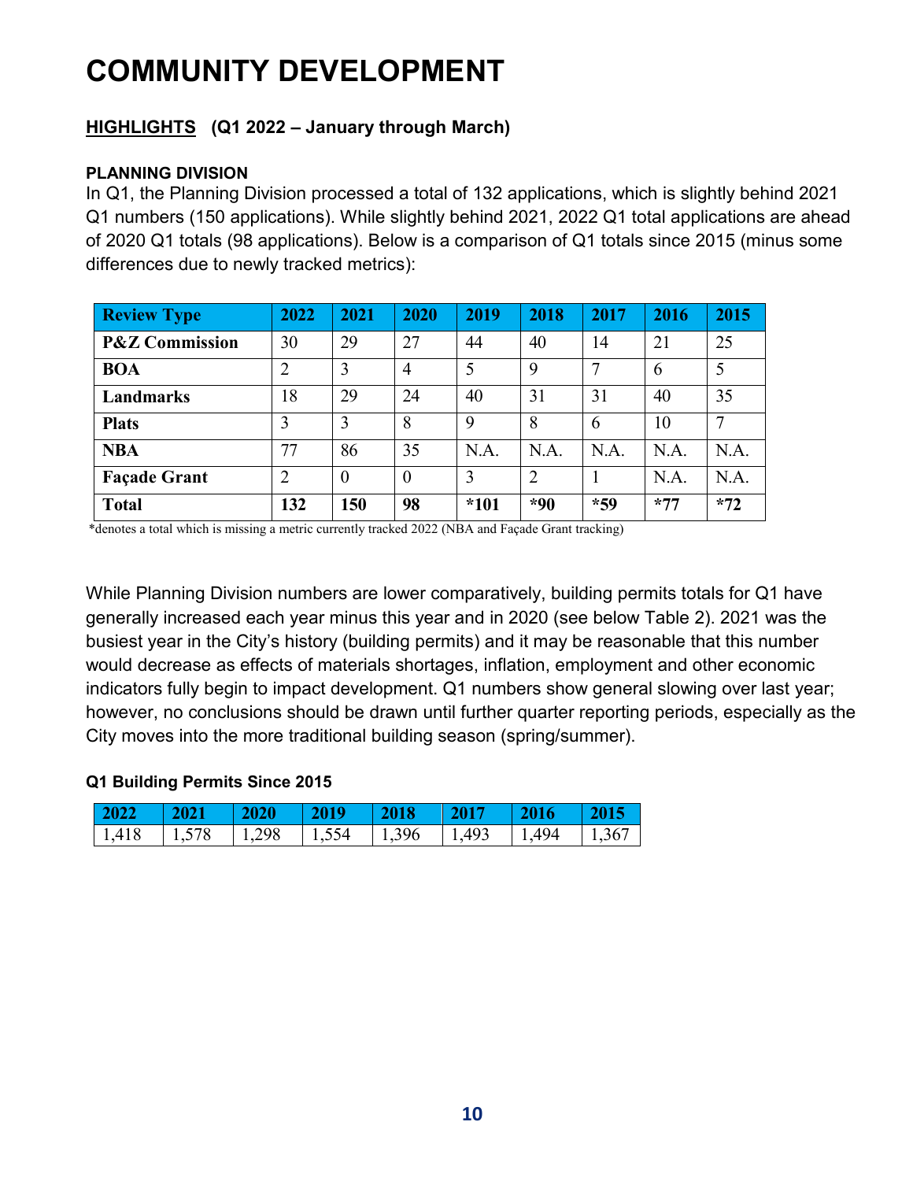# COMMUNITY DEVELOPMENT

## HIGHLIGHTS (Q1 2022 – January through March)

### PLANNING DIVISION

In Q1, the Planning Division processed a total of 132 applications, which is slightly behind 2021 Q1 numbers (150 applications). While slightly behind 2021, 2022 Q1 total applications are ahead of 2020 Q1 totals (98 applications). Below is a comparison of Q1 totals since 2015 (minus some differences due to newly tracked metrics):

| Review Type | 2022 | 2021 | 2020 | 2019 | 2018 | 2017 | 2016 | 2015 |
|---|---|---|---|---|---|---|---|---|
| **P&Z Commission** | 30 | 29 | 27 | 44 | 40 | 14 | 21 | 25 |
| **BOA** | 2 | 3 | 4 | 5 | 9 | 7 | 6 | 5 |
| **Landmarks** | 18 | 29 | 24 | 40 | 31 | 31 | 40 | 35 |
| **Plats** | 3 | 3 | 8 | 9 | 8 | 6 | 10 | 7 |
| **NBA** | 77 | 86 | 35 | N.A. | N.A. | N.A. | N.A. | N.A. |
| **Façade Grant** | 2 | 0 | 0 | 3 | 2 | 1 | N.A. | N.A. |
| **Total** | **132** | **150** | **98** | ***101** | ***90** | ***59** | ***77** | ***72** |

*denotes a total which is missing a metric currently tracked 2022 (NBA and Façade Grant tracking)

While Planning Division numbers are lower comparatively, building permits totals for Q1 have generally increased each year minus this year and in 2020 (see below Table 2). 2021 was the busiest year in the City's history (building permits) and it may be reasonable that this number would decrease as effects of materials shortages, inflation, employment and other economic indicators fully begin to impact development. Q1 numbers show general slowing over last year; however, no conclusions should be drawn until further quarter reporting periods, especially as the City moves into the more traditional building season (spring/summer).

### Q1 Building Permits Since 2015

| 2022 | 2021 | 2020 | 2019 | 2018 | 2017 | 2016 | 2015 |
|---|---|---|---|---|---|---|---|
| 1,418 | 1,578 | 1,298 | 1,554 | 1,396 | 1,493 | 1,494 | 1,367 |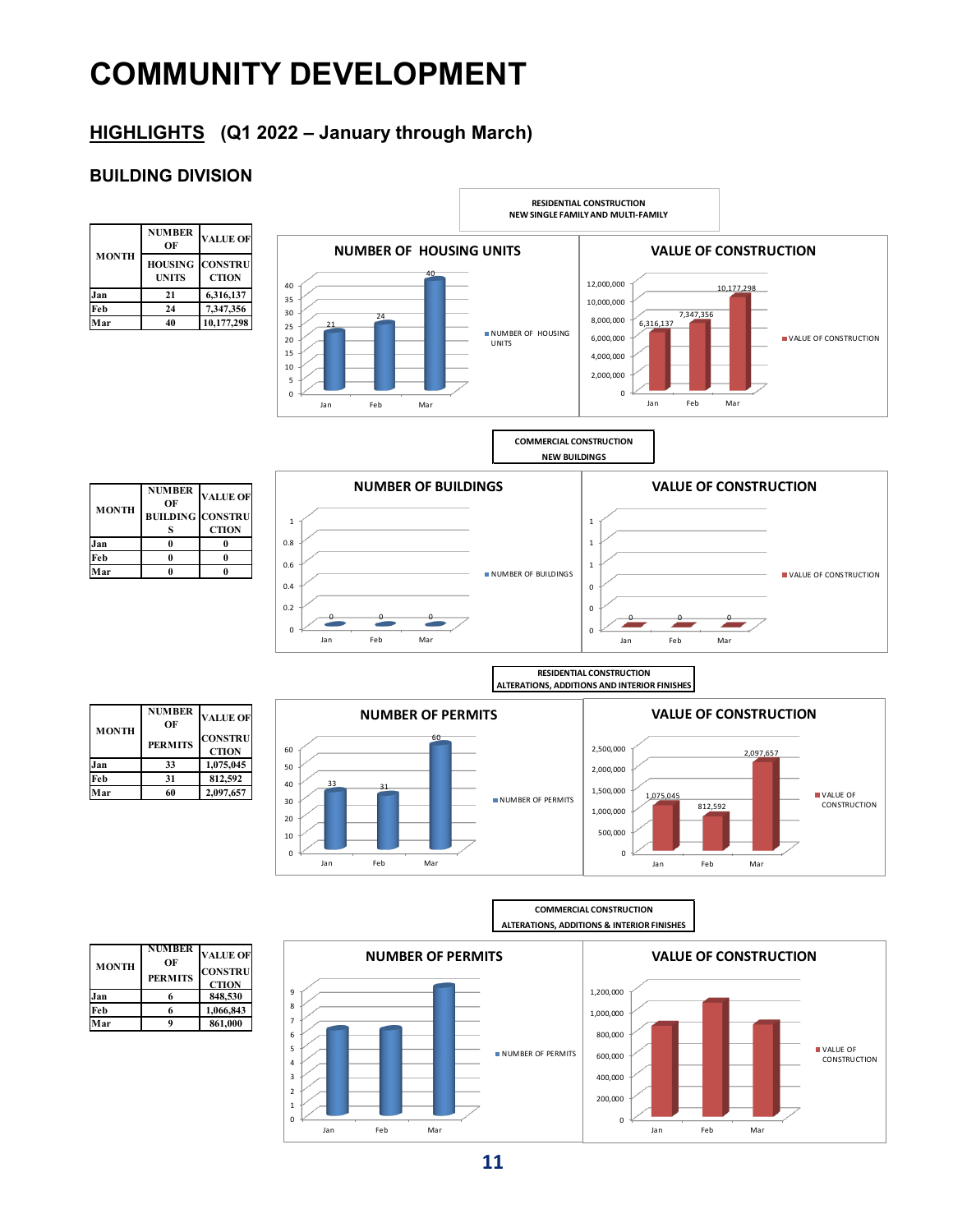# COMMUNITY DEVELOPMENT

## HIGHLIGHTS (Q1 2022 – January through March)

### BUILDING DIVISION

**RESIDENTIAL CONSTRUCTION**
**NEW SINGLE FAMILY AND MULTI-FAMILY**

| MONTH | NUMBER OF HOUSING UNITS | VALUE OF CONSTRUCTION |
|---|---|---|
| Jan | 21 | 6,316,137 |
| Feb | 24 | 7,347,356 |
| Mar | 40 | 10,177,298 |

**COMMERCIAL CONSTRUCTION**
**NEW BUILDINGS**

| MONTH | NUMBER OF BUILDINGS | VALUE OF CONSTRUCTION |
|---|---|---|
| Jan | 0 | 0 |
| Feb | 0 | 0 |
| Mar | 0 | 0 |

**RESIDENTIAL CONSTRUCTION**
**ALTERATIONS, ADDITIONS AND INTERIOR FINISHES**

| MONTH | NUMBER OF PERMITS | VALUE OF CONSTRUCTION |
|---|---|---|
| Jan | 33 | 1,075,045 |
| Feb | 31 | 812,592 |
| Mar | 60 | 2,097,657 |

**COMMERCIAL CONSTRUCTION**
**ALTERATIONS, ADDITIONS & INTERIOR FINISHES**

| MONTH | NUMBER OF PERMITS | VALUE OF CONSTRUCTION |
|---|---|---|
| Jan | 6 | 848,530 |
| Feb | 6 | 1,066,843 |
| Mar | 9 | 861,000 |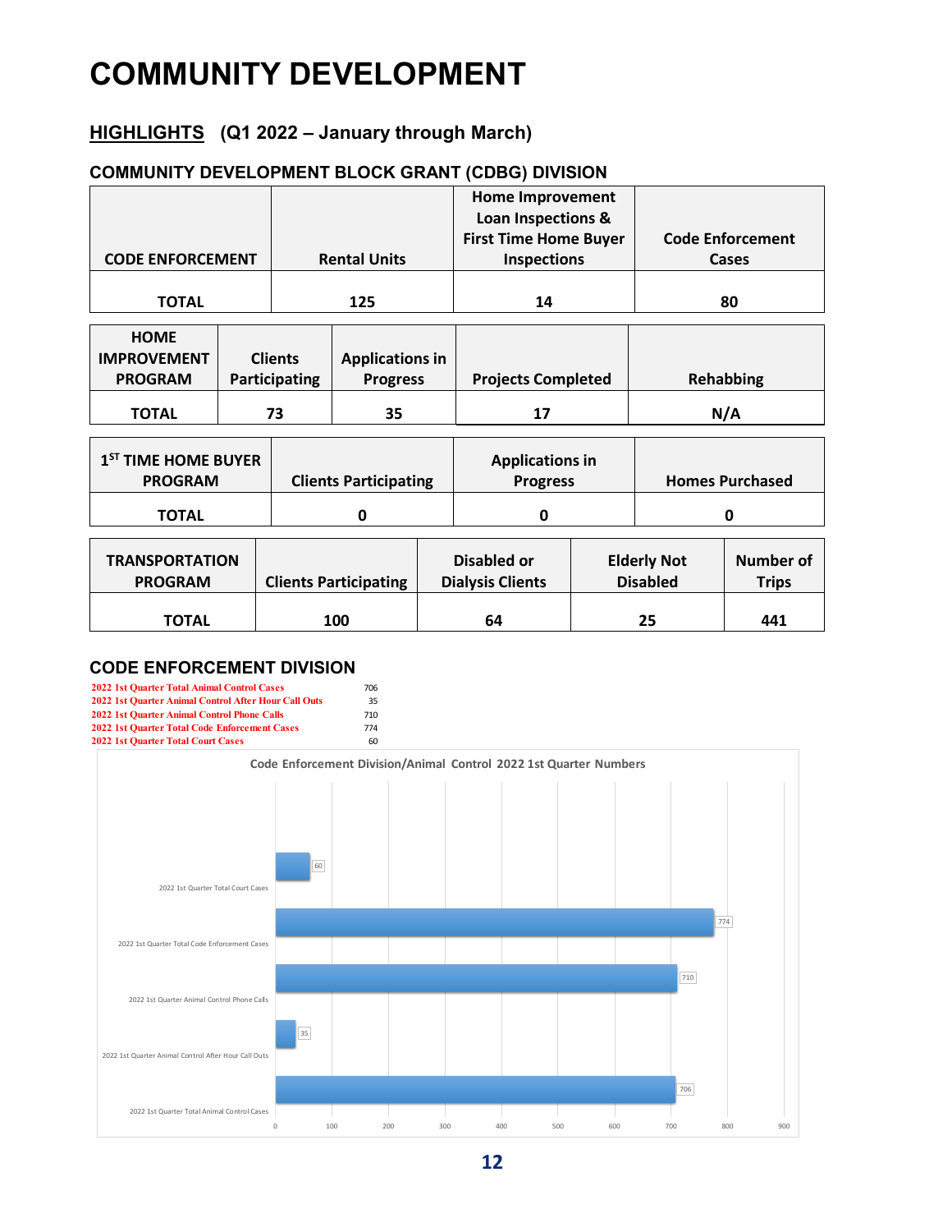# COMMUNITY DEVELOPMENT

## HIGHLIGHTS (Q1 2022 – January through March)

### COMMUNITY DEVELOPMENT BLOCK GRANT (CDBG) DIVISION

| CODE ENFORCEMENT | Rental Units | Home Improvement Loan Inspections & First Time Home Buyer Inspections | Code Enforcement Cases |
|---|---|---|---|
| TOTAL | 125 | 14 | 80 |

| HOME IMPROVEMENT PROGRAM | Clients Participating | Applications in Progress | Projects Completed | Rehabbing |
|---|---|---|---|---|
| TOTAL | 73 | 35 | 17 | N/A |

| 1ST TIME HOME BUYER PROGRAM | Clients Participating | Applications in Progress | Homes Purchased |
|---|---|---|---|
| TOTAL | 0 | 0 | 0 |

| TRANSPORTATION PROGRAM | Clients Participating | Disabled or Dialysis Clients | Elderly Not Disabled | Number of Trips |
|---|---|---|---|---|
| TOTAL | 100 | 64 | 25 | 441 |

### CODE ENFORCEMENT DIVISION

| | |
|---|---|
| 2022 1st Quarter Total Animal Control Cases | 706 |
| 2022 1st Quarter Animal Control After Hour Call Outs | 35 |
| 2022 1st Quarter Animal Control Phone Calls | 710 |
| 2022 1st Quarter Total Code Enforcement Cases | 774 |
| 2022 1st Quarter Total Court Cases | 60 |

**Code Enforcement Division/Animal Control 2022 1st Quarter Numbers**

| Category | Value |
|---|---|
| 2022 1st Quarter Total Court Cases | 60 |
| 2022 1st Quarter Total Code Enforcement Cases | 774 |
| 2022 1st Quarter Animal Control Phone Calls | 710 |
| 2022 1st Quarter Animal Control After Hour Call Outs | 35 |
| 2022 1st Quarter Total Animal Control Cases | 706 |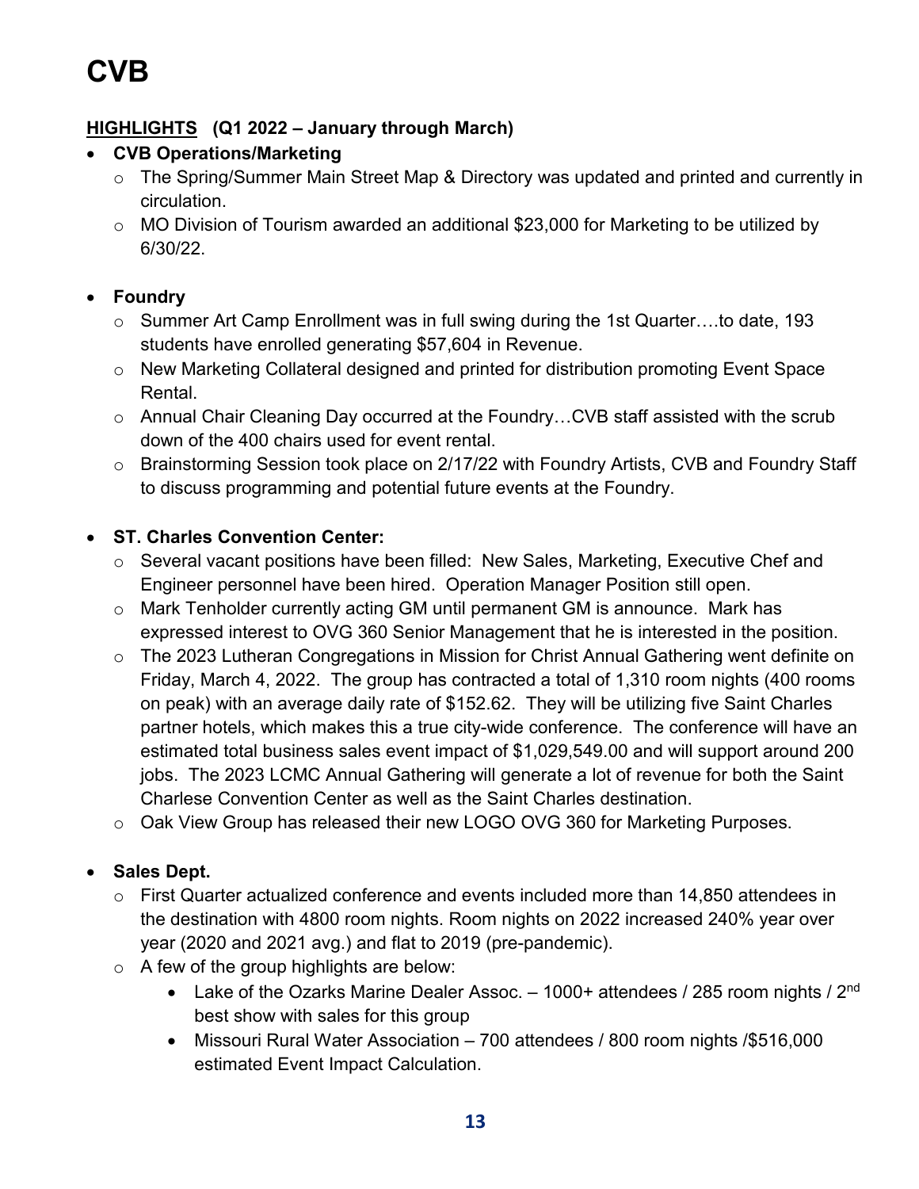# CVB

**HIGHLIGHTS** **(Q1 2022 – January through March)**

- **CVB Operations/Marketing**
  - The Spring/Summer Main Street Map & Directory was updated and printed and currently in circulation.
  - MO Division of Tourism awarded an additional $23,000 for Marketing to be utilized by 6/30/22.

- **Foundry**
  - Summer Art Camp Enrollment was in full swing during the 1st Quarter….to date, 193 students have enrolled generating $57,604 in Revenue.
  - New Marketing Collateral designed and printed for distribution promoting Event Space Rental.
  - Annual Chair Cleaning Day occurred at the Foundry…CVB staff assisted with the scrub down of the 400 chairs used for event rental.
  - Brainstorming Session took place on 2/17/22 with Foundry Artists, CVB and Foundry Staff to discuss programming and potential future events at the Foundry.

- **ST. Charles Convention Center:**
  - Several vacant positions have been filled: New Sales, Marketing, Executive Chef and Engineer personnel have been hired. Operation Manager Position still open.
  - Mark Tenholder currently acting GM until permanent GM is announce. Mark has expressed interest to OVG 360 Senior Management that he is interested in the position.
  - The 2023 Lutheran Congregations in Mission for Christ Annual Gathering went definite on Friday, March 4, 2022. The group has contracted a total of 1,310 room nights (400 rooms on peak) with an average daily rate of $152.62. They will be utilizing five Saint Charles partner hotels, which makes this a true city-wide conference. The conference will have an estimated total business sales event impact of $1,029,549.00 and will support around 200 jobs. The 2023 LCMC Annual Gathering will generate a lot of revenue for both the Saint Charlese Convention Center as well as the Saint Charles destination.
  - Oak View Group has released their new LOGO OVG 360 for Marketing Purposes.

- **Sales Dept.**
  - First Quarter actualized conference and events included more than 14,850 attendees in the destination with 4800 room nights. Room nights on 2022 increased 240% year over year (2020 and 2021 avg.) and flat to 2019 (pre-pandemic).
  - A few of the group highlights are below:
    - Lake of the Ozarks Marine Dealer Assoc. – 1000+ attendees / 285 room nights / 2nd best show with sales for this group
    - Missouri Rural Water Association – 700 attendees / 800 room nights /$516,000 estimated Event Impact Calculation.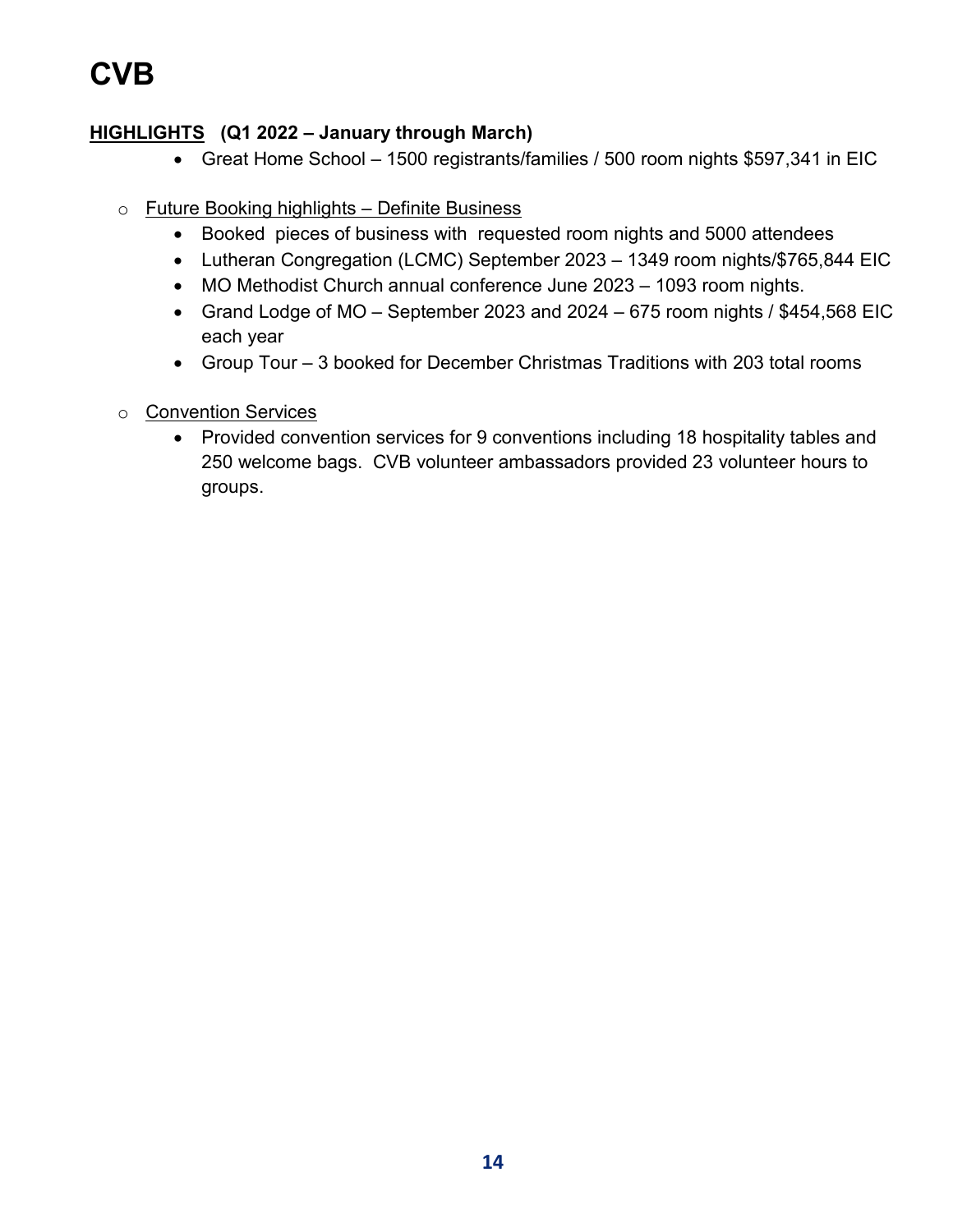# CVB

**<u>HIGHLIGHTS</u> (Q1 2022 – January through March)**

- Great Home School – 1500 registrants/families / 500 room nights $597,341 in EIC

- <u>Future Booking highlights – Definite Business</u>
  - Booked  pieces of business with  requested room nights and 5000 attendees
  - Lutheran Congregation (LCMC) September 2023 – 1349 room nights/$765,844 EIC
  - MO Methodist Church annual conference June 2023 – 1093 room nights.
  - Grand Lodge of MO – September 2023 and 2024 – 675 room nights / $454,568 EIC each year
  - Group Tour – 3 booked for December Christmas Traditions with 203 total rooms

- <u>Convention Services</u>
  - Provided convention services for 9 conventions including 18 hospitality tables and 250 welcome bags.  CVB volunteer ambassadors provided 23 volunteer hours to groups.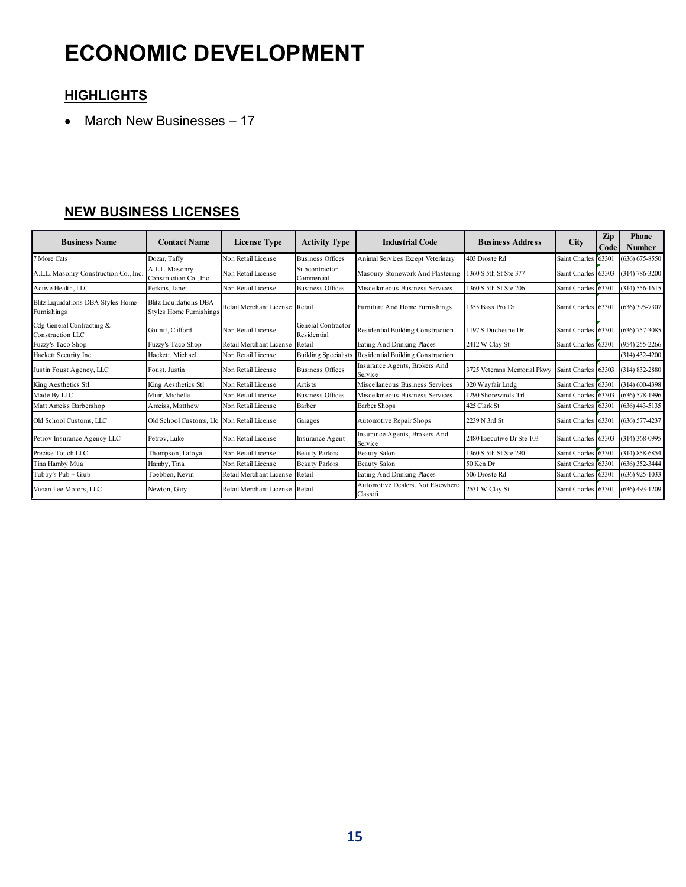# ECONOMIC DEVELOPMENT

## HIGHLIGHTS

- March New Businesses – 17

## NEW BUSINESS LICENSES

| Business Name | Contact Name | License Type | Activity Type | Industrial Code | Business Address | City | Zip Code | Phone Number |
|---|---|---|---|---|---|---|---|---|
| 7 More Cats | Dozar, Taffy | Non Retail License | Business Offices | Animal Services Except Veterinary | 403 Droste Rd | Saint Charles | 63301 | (636) 675-8550 |
| A.L.L. Masonry Construction Co., Inc. | A.L.L. Masonry Construction Co., Inc. | Non Retail License | Subcontractor Commercial | Masonry Stonework And Plastering | 1360 S 5th St Ste 377 | Saint Charles | 63303 | (314) 786-3200 |
| Active Health, LLC | Perkins, Janet | Non Retail License | Business Offices | Miscellaneous Business Services | 1360 S 5th St Ste 206 | Saint Charles | 63301 | (314) 556-1615 |
| Blitz Liquidations DBA Styles Home Furnishings | Blitz Liquidations DBA Styles Home Furnishings | Retail Merchant License | Retail | Furniture And Home Furnishings | 1355 Bass Pro Dr | Saint Charles | 63301 | (636) 395-7307 |
| Cdg General Contracting & Construction LLC | Gauntt, Clifford | Non Retail License | General Contractor Residential | Residential Building Construction | 1197 S Duchesne Dr | Saint Charles | 63301 | (636) 757-3085 |
| Fuzzy's Taco Shop | Fuzzy's Taco Shop | Retail Merchant License | Retail | Eating And Drinking Places | 2412 W Clay St | Saint Charles | 63301 | (954) 255-2266 |
| Hackett Security Inc | Hackett, Michael | Non Retail License | Building Specialists | Residential Building Construction | | | | (314) 432-4200 |
| Justin Foust Agency, LLC | Foust, Justin | Non Retail License | Business Offices | Insurance Agents, Brokers And Service | 3725 Veterans Memorial Pkwy | Saint Charles | 63303 | (314) 832-2880 |
| King Aesthetics Stl | King Aesthetics Stl | Non Retail License | Artists | Miscellaneous Business Services | 320 Wayfair Lndg | Saint Charles | 63301 | (314) 600-4398 |
| Made By LLC | Muir, Michelle | Non Retail License | Business Offices | Miscellaneous Business Services | 1290 Shorewinds Trl | Saint Charles | 63303 | (636) 578-1996 |
| Matt Ameiss Barbershop | Ameiss, Matthew | Non Retail License | Barber | Barber Shops | 425 Clark St | Saint Charles | 63301 | (636) 443-5135 |
| Old School Customs, LLC | Old School Customs, Llc | Non Retail License | Garages | Automotive Repair Shops | 2239 N 3rd St | Saint Charles | 63301 | (636) 577-4237 |
| Petrov Insurance Agency LLC | Petrov, Luke | Non Retail License | Insurance Agent | Insurance Agents, Brokers And Service | 2480 Executive Dr Ste 103 | Saint Charles | 63303 | (314) 368-0995 |
| Precise Touch LLC | Thompson, Latoya | Non Retail License | Beauty Parlors | Beauty Salon | 1360 S 5th St Ste 290 | Saint Charles | 63301 | (314) 858-6854 |
| Tina Hamby Mua | Hamby, Tina | Non Retail License | Beauty Parlors | Beauty Salon | 50 Ken Dr | Saint Charles | 63301 | (636) 352-3444 |
| Tubby's Pub + Grub | Toebben, Kevin | Retail Merchant License | Retail | Eating And Drinking Places | 506 Droste Rd | Saint Charles | 63301 | (636) 925-1033 |
| Vivian Lee Motors, LLC | Newton, Gary | Retail Merchant License | Retail | Automotive Dealers, Not Elsewhere Classifi | 2531 W Clay St | Saint Charles | 63301 | (636) 493-1209 |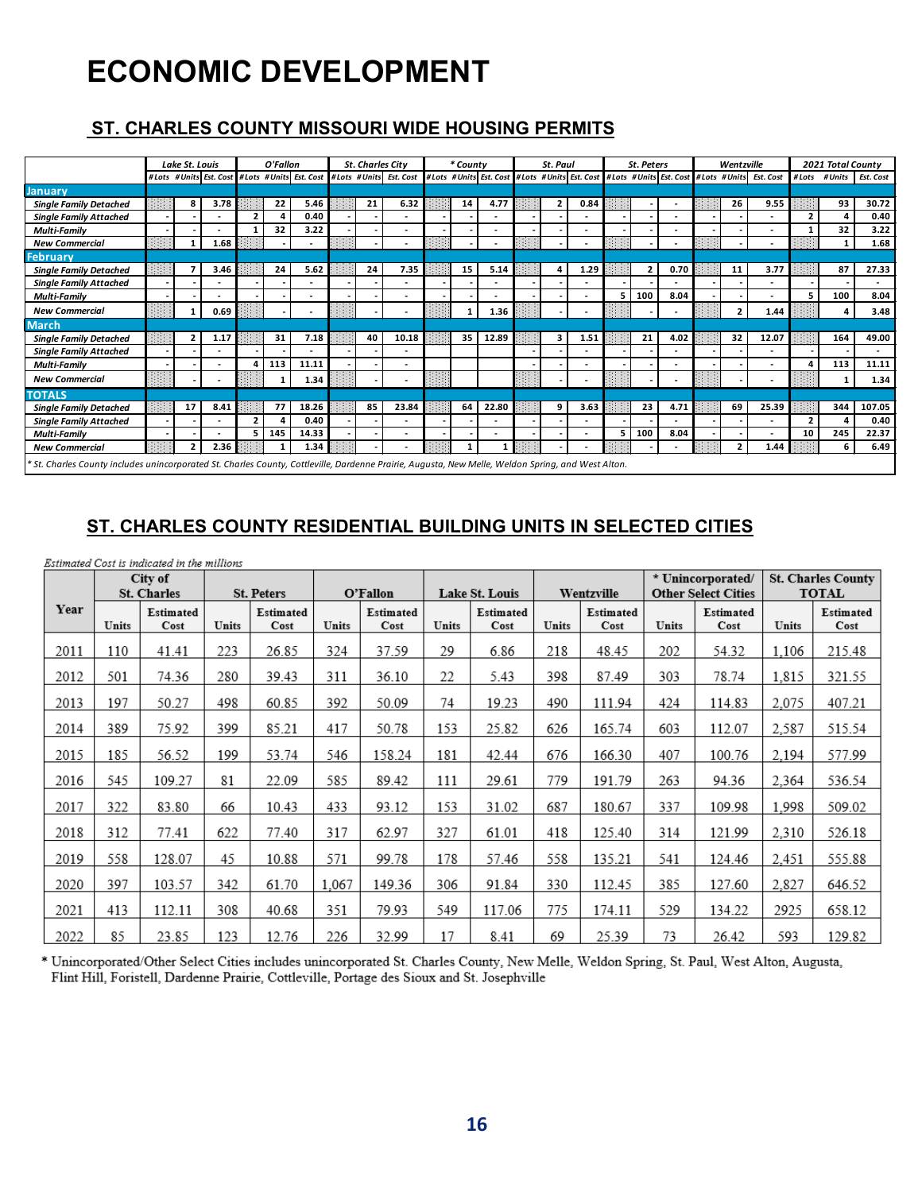# ECONOMIC DEVELOPMENT

## ST. CHARLES COUNTY MISSOURI WIDE HOUSING PERMITS

| | Lake St. Louis | | | O'Fallon | | | St. Charles City | | | * County | | | St. Paul | | | St. Peters | | | Wentzville | | | 2021 Total County | | |
|---|---|---|---|---|---|---|---|---|---|---|---|---|---|---|---|---|---|---|---|---|---|---|---|---|
| | # Lots | # Units | Est. Cost | # Lots | # Units | Est. Cost | # Lots | # Units | Est. Cost | # Lots | # Units | Est. Cost | # Lots | # Units | Est. Cost | # Lots | # Units | Est. Cost | # Lots | # Units | Est. Cost | # Lots | # Units | Est. Cost |
| **January** | | | | | | | | | | | | | | | | | | | | | | | | |
| *Single Family Detached* | | 8 | 3.78 | | 22 | 5.46 | | 21 | 6.32 | | 14 | 4.77 | | 2 | 0.84 | | - | - | | 26 | 9.55 | | 93 | 30.72 |
| *Single Family Attached* | - | - | - | 2 | 4 | 0.40 | - | - | - | - | - | - | - | - | - | - | - | - | - | - | - | 2 | 4 | 0.40 |
| *Multi-Family* | - | - | - | 1 | 32 | 3.22 | - | - | - | - | - | - | - | - | - | - | - | - | - | - | - | 1 | 32 | 3.22 |
| *New Commercial* | | 1 | 1.68 | | - | - | | - | - | | - | - | | - | - | | - | - | | - | - | | 1 | 1.68 |
| **February** | | | | | | | | | | | | | | | | | | | | | | | | |
| *Single Family Detached* | | 7 | 3.46 | | 24 | 5.62 | | 24 | 7.35 | | 15 | 5.14 | | 4 | 1.29 | | 2 | 0.70 | | 11 | 3.77 | | 87 | 27.33 |
| *Single Family Attached* | - | - | - | - | - | - | - | - | - | - | - | - | - | - | - | - | - | - | - | - | - | - | - | - |
| *Multi-Family* | - | - | - | - | - | - | - | - | - | - | - | - | - | - | - | 5 | 100 | 8.04 | - | - | - | 5 | 100 | 8.04 |
| *New Commercial* | | 1 | 0.69 | | - | - | | - | - | | 1 | 1.36 | | - | - | | - | - | | 2 | 1.44 | | 4 | 3.48 |
| **March** | | | | | | | | | | | | | | | | | | | | | | | | |
| *Single Family Detached* | | 2 | 1.17 | | 31 | 7.18 | | 40 | 10.18 | | 35 | 12.89 | | 3 | 1.51 | | 21 | 4.02 | | 32 | 12.07 | | 164 | 49.00 |
| *Single Family Attached* | - | - | - | - | - | - | - | - | - | - | - | - | - | - | - | - | - | - | - | - | - | - | - | - |
| *Multi-Family* | - | - | - | 4 | 113 | 11.11 | - | - | - | | | | - | - | - | - | - | - | - | - | - | 4 | 113 | 11.11 |
| *New Commercial* | | - | - | | 1 | 1.34 | | - | - | | | | | - | - | | - | - | | - | - | | 1 | 1.34 |
| **TOTALS** | | | | | | | | | | | | | | | | | | | | | | | | |
| *Single Family Detached* | | 17 | 8.41 | | 77 | 18.26 | | 85 | 23.84 | | 64 | 22.80 | | 9 | 3.63 | | 23 | 4.71 | | 69 | 25.39 | | 344 | 107.05 |
| *Single Family Attached* | - | - | - | 2 | 4 | 0.40 | - | - | - | - | - | - | - | - | - | - | - | - | - | - | - | 2 | 4 | 0.40 |
| *Multi-Family* | - | - | - | 5 | 145 | 14.33 | - | - | - | - | - | - | - | - | - | 5 | 100 | 8.04 | - | - | - | 10 | 245 | 22.37 |
| *New Commercial* | | 2 | 2.36 | | 1 | 1.34 | | - | - | | 1 | 1 | | - | - | | - | - | | 2 | 1.44 | | 6 | 6.49 |

*\* St. Charles County includes unincorporated St. Charles County, Cottleville, Dardenne Prairie, Augusta, New Melle, Weldon Spring, and West Alton.*

## ST. CHARLES COUNTY RESIDENTIAL BUILDING UNITS IN SELECTED CITIES

*Estimated Cost is indicated in the millions*

| Year | City of St. Charles | | St. Peters | | O'Fallon | | Lake St. Louis | | Wentzville | | * Unincorporated/ Other Select Cities | | St. Charles County TOTAL | |
|---|---|---|---|---|---|---|---|---|---|---|---|---|---|---|
| | Units | Estimated Cost | Units | Estimated Cost | Units | Estimated Cost | Units | Estimated Cost | Units | Estimated Cost | Units | Estimated Cost | Units | Estimated Cost |
| 2011 | 110 | 41.41 | 223 | 26.85 | 324 | 37.59 | 29 | 6.86 | 218 | 48.45 | 202 | 54.32 | 1,106 | 215.48 |
| 2012 | 501 | 74.36 | 280 | 39.43 | 311 | 36.10 | 22 | 5.43 | 398 | 87.49 | 303 | 78.74 | 1,815 | 321.55 |
| 2013 | 197 | 50.27 | 498 | 60.85 | 392 | 50.09 | 74 | 19.23 | 490 | 111.94 | 424 | 114.83 | 2,075 | 407.21 |
| 2014 | 389 | 75.92 | 399 | 85.21 | 417 | 50.78 | 153 | 25.82 | 626 | 165.74 | 603 | 112.07 | 2,587 | 515.54 |
| 2015 | 185 | 56.52 | 199 | 53.74 | 546 | 158.24 | 181 | 42.44 | 676 | 166.30 | 407 | 100.76 | 2,194 | 577.99 |
| 2016 | 545 | 109.27 | 81 | 22.09 | 585 | 89.42 | 111 | 29.61 | 779 | 191.79 | 263 | 94.36 | 2,364 | 536.54 |
| 2017 | 322 | 83.80 | 66 | 10.43 | 433 | 93.12 | 153 | 31.02 | 687 | 180.67 | 337 | 109.98 | 1,998 | 509.02 |
| 2018 | 312 | 77.41 | 622 | 77.40 | 317 | 62.97 | 327 | 61.01 | 418 | 125.40 | 314 | 121.99 | 2,310 | 526.18 |
| 2019 | 558 | 128.07 | 45 | 10.88 | 571 | 99.78 | 178 | 57.46 | 558 | 135.21 | 541 | 124.46 | 2,451 | 555.88 |
| 2020 | 397 | 103.57 | 342 | 61.70 | 1,067 | 149.36 | 306 | 91.84 | 330 | 112.45 | 385 | 127.60 | 2,827 | 646.52 |
| 2021 | 413 | 112.11 | 308 | 40.68 | 351 | 79.93 | 549 | 117.06 | 775 | 174.11 | 529 | 134.22 | 2925 | 658.12 |
| 2022 | 85 | 23.85 | 123 | 12.76 | 226 | 32.99 | 17 | 8.41 | 69 | 25.39 | 73 | 26.42 | 593 | 129.82 |

\* Unincorporated/Other Select Cities includes unincorporated St. Charles County, New Melle, Weldon Spring, St. Paul, West Alton, Augusta, Flint Hill, Foristell, Dardenne Prairie, Cottleville, Portage des Sioux and St. Josephville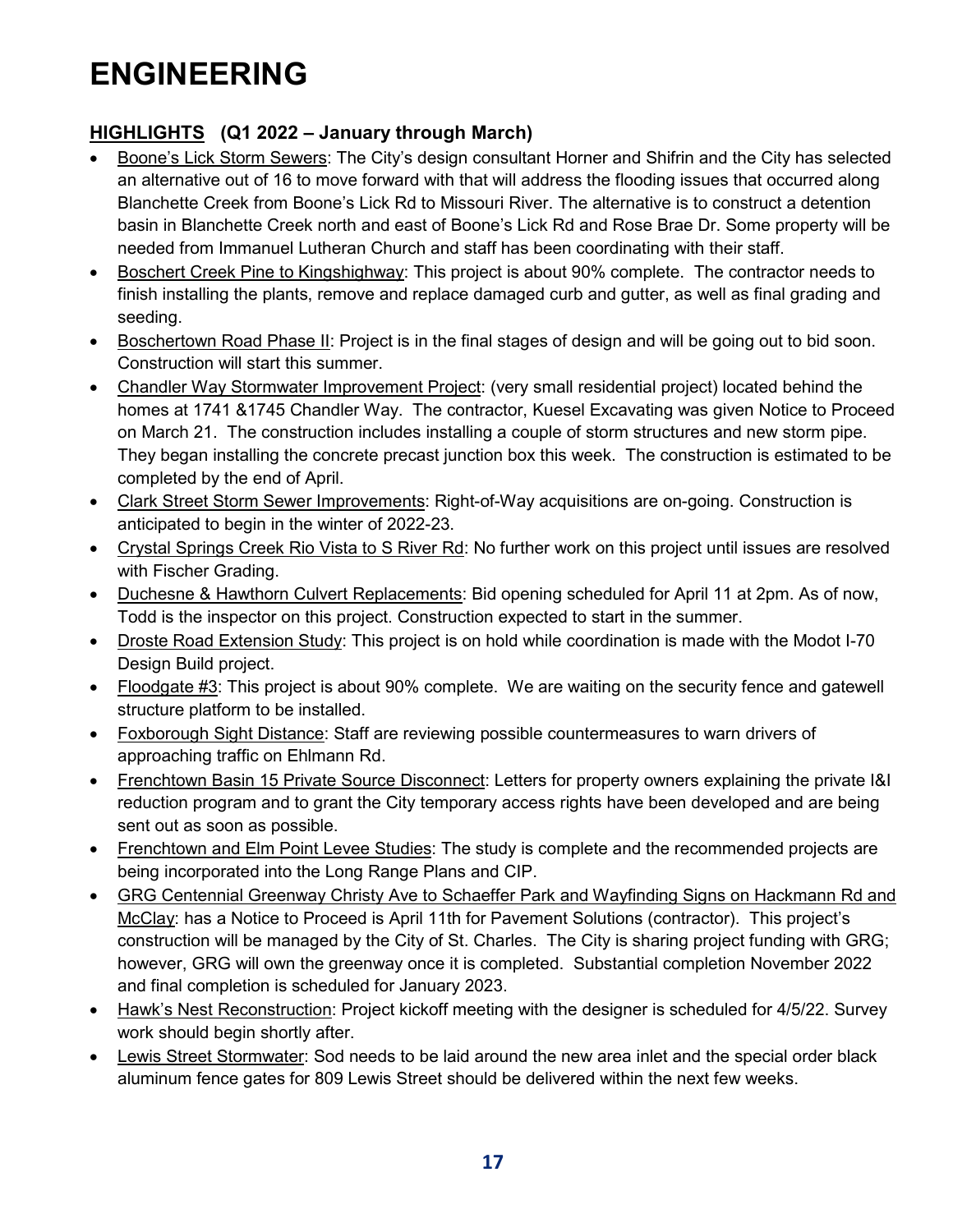# ENGINEERING

## HIGHLIGHTS (Q1 2022 – January through March)

- Boone's Lick Storm Sewers: The City's design consultant Horner and Shifrin and the City has selected an alternative out of 16 to move forward with that will address the flooding issues that occurred along Blanchette Creek from Boone's Lick Rd to Missouri River. The alternative is to construct a detention basin in Blanchette Creek north and east of Boone's Lick Rd and Rose Brae Dr. Some property will be needed from Immanuel Lutheran Church and staff has been coordinating with their staff.
- Boschert Creek Pine to Kingshighway: This project is about 90% complete. The contractor needs to finish installing the plants, remove and replace damaged curb and gutter, as well as final grading and seeding.
- Boschertown Road Phase II: Project is in the final stages of design and will be going out to bid soon. Construction will start this summer.
- Chandler Way Stormwater Improvement Project: (very small residential project) located behind the homes at 1741 &1745 Chandler Way. The contractor, Kuesel Excavating was given Notice to Proceed on March 21. The construction includes installing a couple of storm structures and new storm pipe. They began installing the concrete precast junction box this week. The construction is estimated to be completed by the end of April.
- Clark Street Storm Sewer Improvements: Right-of-Way acquisitions are on-going. Construction is anticipated to begin in the winter of 2022-23.
- Crystal Springs Creek Rio Vista to S River Rd: No further work on this project until issues are resolved with Fischer Grading.
- Duchesne & Hawthorn Culvert Replacements: Bid opening scheduled for April 11 at 2pm. As of now, Todd is the inspector on this project. Construction expected to start in the summer.
- Droste Road Extension Study: This project is on hold while coordination is made with the Modot I-70 Design Build project.
- Floodgate #3: This project is about 90% complete. We are waiting on the security fence and gatewell structure platform to be installed.
- Foxborough Sight Distance: Staff are reviewing possible countermeasures to warn drivers of approaching traffic on Ehlmann Rd.
- Frenchtown Basin 15 Private Source Disconnect: Letters for property owners explaining the private I&I reduction program and to grant the City temporary access rights have been developed and are being sent out as soon as possible.
- Frenchtown and Elm Point Levee Studies: The study is complete and the recommended projects are being incorporated into the Long Range Plans and CIP.
- GRG Centennial Greenway Christy Ave to Schaeffer Park and Wayfinding Signs on Hackmann Rd and McClay: has a Notice to Proceed is April 11th for Pavement Solutions (contractor). This project's construction will be managed by the City of St. Charles. The City is sharing project funding with GRG; however, GRG will own the greenway once it is completed. Substantial completion November 2022 and final completion is scheduled for January 2023.
- Hawk's Nest Reconstruction: Project kickoff meeting with the designer is scheduled for 4/5/22. Survey work should begin shortly after.
- Lewis Street Stormwater: Sod needs to be laid around the new area inlet and the special order black aluminum fence gates for 809 Lewis Street should be delivered within the next few weeks.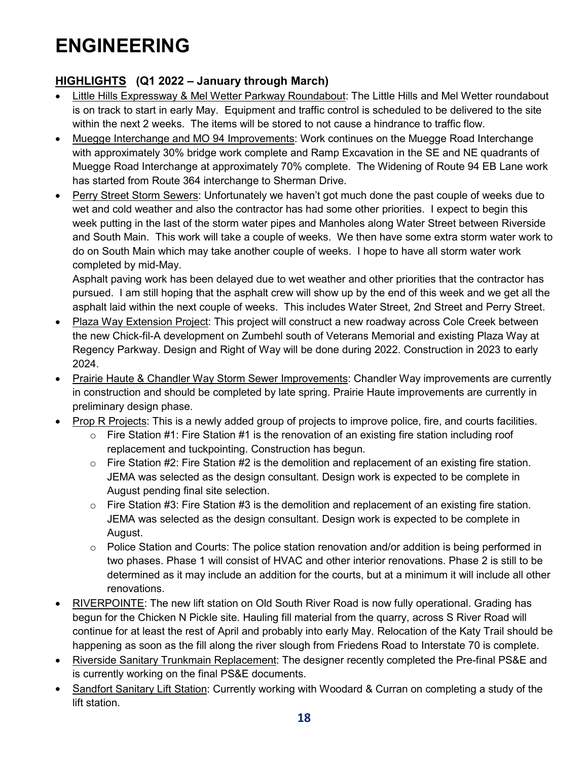# ENGINEERING

## HIGHLIGHTS (Q1 2022 – January through March)

- Little Hills Expressway & Mel Wetter Parkway Roundabout: The Little Hills and Mel Wetter roundabout is on track to start in early May. Equipment and traffic control is scheduled to be delivered to the site within the next 2 weeks. The items will be stored to not cause a hindrance to traffic flow.
- Muegge Interchange and MO 94 Improvements: Work continues on the Muegge Road Interchange with approximately 30% bridge work complete and Ramp Excavation in the SE and NE quadrants of Muegge Road Interchange at approximately 70% complete. The Widening of Route 94 EB Lane work has started from Route 364 interchange to Sherman Drive.
- Perry Street Storm Sewers: Unfortunately we haven't got much done the past couple of weeks due to wet and cold weather and also the contractor has had some other priorities. I expect to begin this week putting in the last of the storm water pipes and Manholes along Water Street between Riverside and South Main. This work will take a couple of weeks. We then have some extra storm water work to do on South Main which may take another couple of weeks. I hope to have all storm water work completed by mid-May.

  Asphalt paving work has been delayed due to wet weather and other priorities that the contractor has pursued. I am still hoping that the asphalt crew will show up by the end of this week and we get all the asphalt laid within the next couple of weeks. This includes Water Street, 2nd Street and Perry Street.
- Plaza Way Extension Project: This project will construct a new roadway across Cole Creek between the new Chick-fil-A development on Zumbehl south of Veterans Memorial and existing Plaza Way at Regency Parkway. Design and Right of Way will be done during 2022. Construction in 2023 to early 2024.
- Prairie Haute & Chandler Way Storm Sewer Improvements: Chandler Way improvements are currently in construction and should be completed by late spring. Prairie Haute improvements are currently in preliminary design phase.
- Prop R Projects: This is a newly added group of projects to improve police, fire, and courts facilities.
  - Fire Station #1: Fire Station #1 is the renovation of an existing fire station including roof replacement and tuckpointing. Construction has begun.
  - Fire Station #2: Fire Station #2 is the demolition and replacement of an existing fire station. JEMA was selected as the design consultant. Design work is expected to be complete in August pending final site selection.
  - Fire Station #3: Fire Station #3 is the demolition and replacement of an existing fire station. JEMA was selected as the design consultant. Design work is expected to be complete in August.
  - Police Station and Courts: The police station renovation and/or addition is being performed in two phases. Phase 1 will consist of HVAC and other interior renovations. Phase 2 is still to be determined as it may include an addition for the courts, but at a minimum it will include all other renovations.
- RIVERPOINTE: The new lift station on Old South River Road is now fully operational. Grading has begun for the Chicken N Pickle site. Hauling fill material from the quarry, across S River Road will continue for at least the rest of April and probably into early May. Relocation of the Katy Trail should be happening as soon as the fill along the river slough from Friedens Road to Interstate 70 is complete.
- Riverside Sanitary Trunkmain Replacement: The designer recently completed the Pre-final PS&E and is currently working on the final PS&E documents.
- Sandfort Sanitary Lift Station: Currently working with Woodard & Curran on completing a study of the lift station.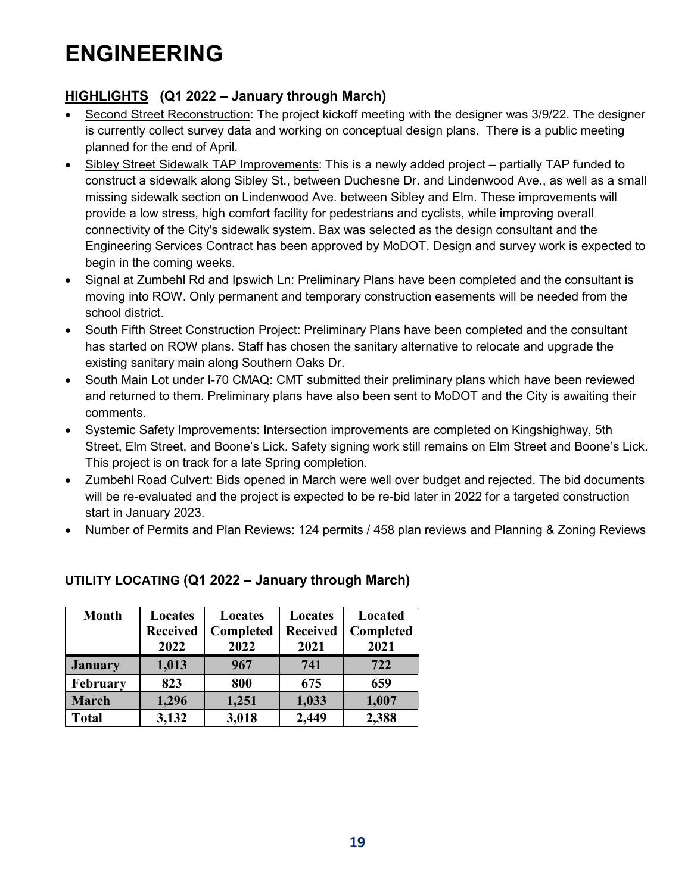# ENGINEERING

## HIGHLIGHTS (Q1 2022 – January through March)

- Second Street Reconstruction: The project kickoff meeting with the designer was 3/9/22. The designer is currently collect survey data and working on conceptual design plans. There is a public meeting planned for the end of April.
- Sibley Street Sidewalk TAP Improvements: This is a newly added project – partially TAP funded to construct a sidewalk along Sibley St., between Duchesne Dr. and Lindenwood Ave., as well as a small missing sidewalk section on Lindenwood Ave. between Sibley and Elm. These improvements will provide a low stress, high comfort facility for pedestrians and cyclists, while improving overall connectivity of the City's sidewalk system. Bax was selected as the design consultant and the Engineering Services Contract has been approved by MoDOT. Design and survey work is expected to begin in the coming weeks.
- Signal at Zumbehl Rd and Ipswich Ln: Preliminary Plans have been completed and the consultant is moving into ROW. Only permanent and temporary construction easements will be needed from the school district.
- South Fifth Street Construction Project: Preliminary Plans have been completed and the consultant has started on ROW plans. Staff has chosen the sanitary alternative to relocate and upgrade the existing sanitary main along Southern Oaks Dr.
- South Main Lot under I-70 CMAQ: CMT submitted their preliminary plans which have been reviewed and returned to them. Preliminary plans have also been sent to MoDOT and the City is awaiting their comments.
- Systemic Safety Improvements: Intersection improvements are completed on Kingshighway, 5th Street, Elm Street, and Boone's Lick. Safety signing work still remains on Elm Street and Boone's Lick. This project is on track for a late Spring completion.
- Zumbehl Road Culvert: Bids opened in March were well over budget and rejected. The bid documents will be re-evaluated and the project is expected to be re-bid later in 2022 for a targeted construction start in January 2023.
- Number of Permits and Plan Reviews: 124 permits / 458 plan reviews and Planning & Zoning Reviews

### UTILITY LOCATING (Q1 2022 – January through March)

| Month | Locates Received 2022 | Locates Completed 2022 | Locates Received 2021 | Located Completed 2021 |
|---|---|---|---|---|
| January | 1,013 | 967 | 741 | 722 |
| February | 823 | 800 | 675 | 659 |
| March | 1,296 | 1,251 | 1,033 | 1,007 |
| Total | 3,132 | 3,018 | 2,449 | 2,388 |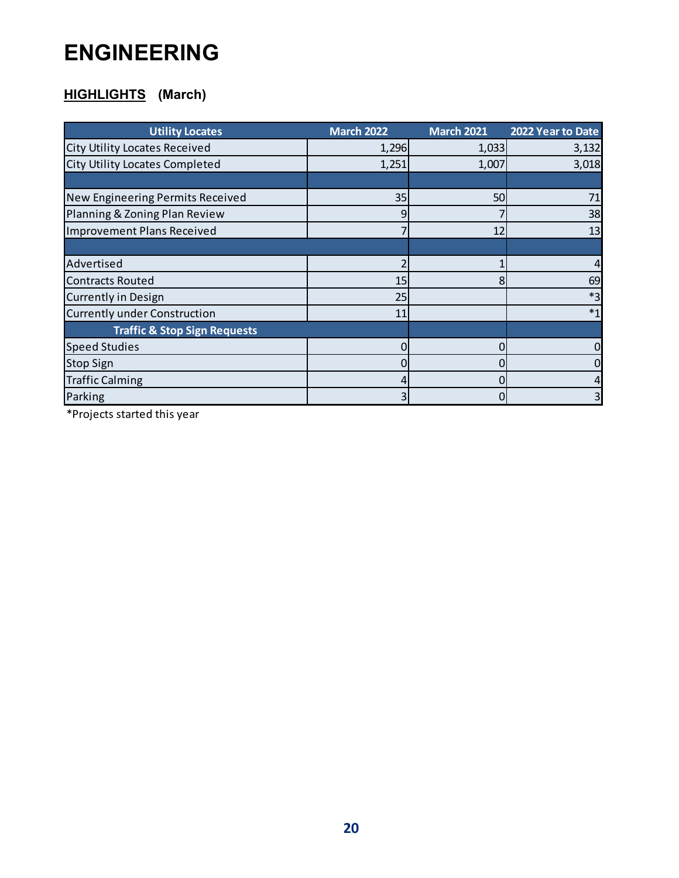# ENGINEERING

## HIGHLIGHTS (March)

| Utility Locates | March 2022 | March 2021 | 2022 Year to Date |
|---|---|---|---|
| City Utility Locates Received | 1,296 | 1,033 | 3,132 |
| City Utility Locates Completed | 1,251 | 1,007 | 3,018 |
| | | | |
| New Engineering Permits Received | 35 | 50 | 71 |
| Planning & Zoning Plan Review | 9 | 7 | 38 |
| Improvement Plans Received | 7 | 12 | 13 |
| | | | |
| Advertised | 2 | 1 | 4 |
| Contracts Routed | 15 | 8 | 69 |
| Currently in Design | 25 | | *3 |
| Currently under Construction | 11 | | *1 |
| **Traffic & Stop Sign Requests** | | | |
| Speed Studies | 0 | 0 | 0 |
| Stop Sign | 0 | 0 | 0 |
| Traffic Calming | 4 | 0 | 4 |
| Parking | 3 | 0 | 3 |

*Projects started this year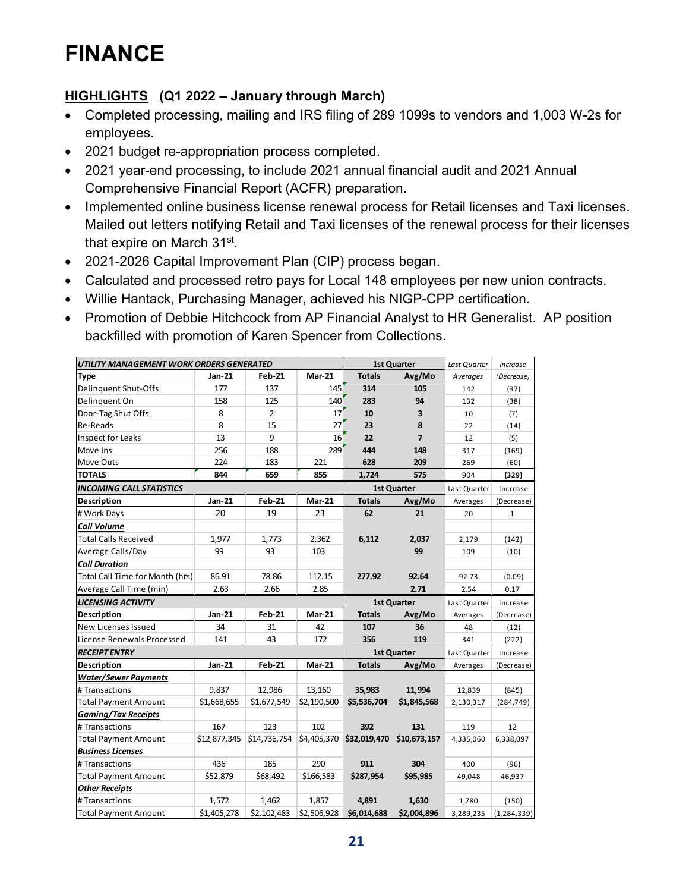# FINANCE

## HIGHLIGHTS (Q1 2022 – January through March)

- Completed processing, mailing and IRS filing of 289 1099s to vendors and 1,003 W-2s for employees.
- 2021 budget re-appropriation process completed.
- 2021 year-end processing, to include 2021 annual financial audit and 2021 Annual Comprehensive Financial Report (ACFR) preparation.
- Implemented online business license renewal process for Retail licenses and Taxi licenses. Mailed out letters notifying Retail and Taxi licenses of the renewal process for their licenses that expire on March 31st.
- 2021-2026 Capital Improvement Plan (CIP) process began.
- Calculated and processed retro pays for Local 148 employees per new union contracts.
- Willie Hantack, Purchasing Manager, achieved his NIGP-CPP certification.
- Promotion of Debbie Hitchcock from AP Financial Analyst to HR Generalist. AP position backfilled with promotion of Karen Spencer from Collections.

| ***UTILITY MANAGEMENT WORK ORDERS GENERATED*** | | | | **1st Quarter** | | *Last Quarter* | *Increase* |
|---|---|---|---|---|---|---|---|
| **Type** | **Jan-21** | **Feb-21** | **Mar-21** | **Totals** | **Avg/Mo** | *Averages* | *(Decrease)* |
| Delinquent Shut-Offs | 177 | 137 | 145 | **314** | **105** | 142 | (37) |
| Delinquent On | 158 | 125 | 140 | **283** | **94** | 132 | (38) |
| Door-Tag Shut Offs | 8 | 2 | 17 | **10** | **3** | 10 | (7) |
| Re-Reads | 8 | 15 | 27 | **23** | **8** | 22 | (14) |
| Inspect for Leaks | 13 | 9 | 16 | **22** | **7** | 12 | (5) |
| Move Ins | 256 | 188 | 289 | **444** | **148** | 317 | (169) |
| Move Outs | 224 | 183 | 221 | **628** | **209** | 269 | (60) |
| **TOTALS** | **844** | **659** | **855** | **1,724** | **575** | 904 | **(329)** |
| ***INCOMING CALL STATISTICS*** | | | | **1st Quarter** | | Last Quarter | Increase |
| **Description** | **Jan-21** | **Feb-21** | **Mar-21** | **Totals** | **Avg/Mo** | Averages | (Decrease) |
| # Work Days | 20 | 19 | 23 | **62** | **21** | 20 | 1 |
| ***Call Volume*** | | | | | | | |
| Total Calls Received | 1,977 | 1,773 | 2,362 | **6,112** | **2,037** | 2,179 | (142) |
| Average Calls/Day | 99 | 93 | 103 | | **99** | 109 | (10) |
| ***Call Duration*** | | | | | | | |
| Total Call Time for Month (hrs) | 86.91 | 78.86 | 112.15 | **277.92** | **92.64** | 92.73 | (0.09) |
| Average Call Time (min) | 2.63 | 2.66 | 2.85 | | **2.71** | 2.54 | 0.17 |
| ***LICENSING ACTIVITY*** | | | | **1st Quarter** | | Last Quarter | Increase |
| **Description** | **Jan-21** | **Feb-21** | **Mar-21** | **Totals** | **Avg/Mo** | Averages | (Decrease) |
| New Licenses Issued | 34 | 31 | 42 | **107** | **36** | 48 | (12) |
| License Renewals Processed | 141 | 43 | 172 | **356** | **119** | 341 | (222) |
| ***RECEIPT ENTRY*** | | | | **1st Quarter** | | Last Quarter | Increase |
| **Description** | **Jan-21** | **Feb-21** | **Mar-21** | **Totals** | **Avg/Mo** | Averages | (Decrease) |
| ***Water/Sewer Payments*** | | | | | | | |
| # Transactions | 9,837 | 12,986 | 13,160 | **35,983** | **11,994** | 12,839 | (845) |
| Total Payment Amount | $1,668,655 | $1,677,549 | $2,190,500 | **$5,536,704** | **$1,845,568** | 2,130,317 | (284,749) |
| ***Gaming/Tax Receipts*** | | | | | | | |
| # Transactions | 167 | 123 | 102 | **392** | **131** | 119 | 12 |
| Total Payment Amount | $12,877,345 | $14,736,754 | $4,405,370 | **$32,019,470** | **$10,673,157** | 4,335,060 | 6,338,097 |
| ***Business Licenses*** | | | | | | | |
| # Transactions | 436 | 185 | 290 | **911** | **304** | 400 | (96) |
| Total Payment Amount | $52,879 | $68,492 | $166,583 | **$287,954** | **$95,985** | 49,048 | 46,937 |
| ***Other Receipts*** | | | | | | | |
| # Transactions | 1,572 | 1,462 | 1,857 | **4,891** | **1,630** | 1,780 | (150) |
| Total Payment Amount | $1,405,278 | $2,102,483 | $2,506,928 | **$6,014,688** | **$2,004,896** | 3,289,235 | (1,284,339) |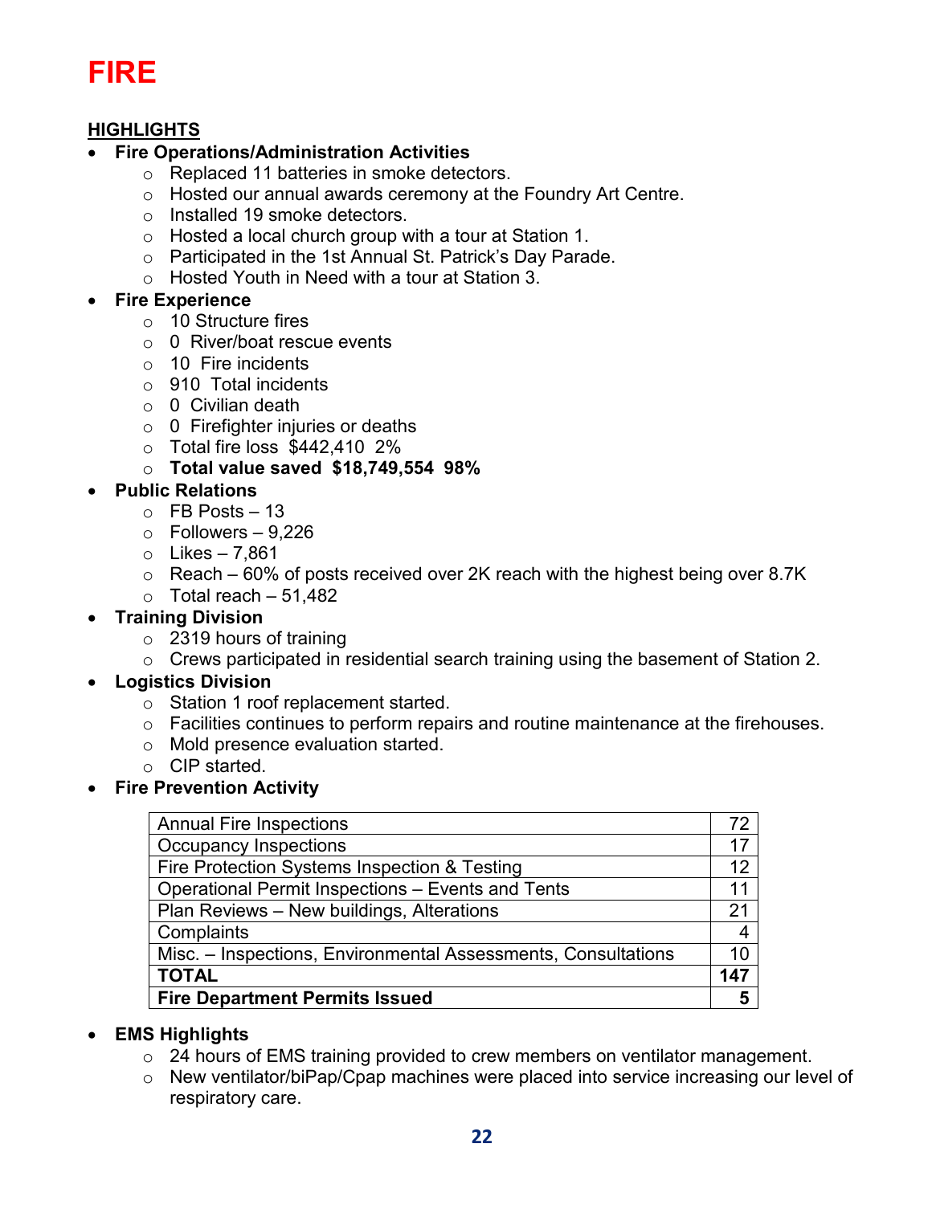# FIRE

## HIGHLIGHTS

- **Fire Operations/Administration Activities**
  - Replaced 11 batteries in smoke detectors.
  - Hosted our annual awards ceremony at the Foundry Art Centre.
  - Installed 19 smoke detectors.
  - Hosted a local church group with a tour at Station 1.
  - Participated in the 1st Annual St. Patrick's Day Parade.
  - Hosted Youth in Need with a tour at Station 3.
- **Fire Experience**
  - 10 Structure fires
  - 0 River/boat rescue events
  - 10 Fire incidents
  - 910 Total incidents
  - 0 Civilian death
  - 0 Firefighter injuries or deaths
  - Total fire loss $442,410 2%
  - **Total value saved $18,749,554 98%**
- **Public Relations**
  - FB Posts – 13
  - Followers – 9,226
  - Likes – 7,861
  - Reach – 60% of posts received over 2K reach with the highest being over 8.7K
  - Total reach – 51,482
- **Training Division**
  - 2319 hours of training
  - Crews participated in residential search training using the basement of Station 2.
- **Logistics Division**
  - Station 1 roof replacement started.
  - Facilities continues to perform repairs and routine maintenance at the firehouses.
  - Mold presence evaluation started.
  - CIP started.
- **Fire Prevention Activity**

| | |
|---|---|
| Annual Fire Inspections | 72 |
| Occupancy Inspections | 17 |
| Fire Protection Systems Inspection & Testing | 12 |
| Operational Permit Inspections – Events and Tents | 11 |
| Plan Reviews – New buildings, Alterations | 21 |
| Complaints | 4 |
| Misc. – Inspections, Environmental Assessments, Consultations | 10 |
| **TOTAL** | **147** |
| **Fire Department Permits Issued** | **5** |

- **EMS Highlights**
  - 24 hours of EMS training provided to crew members on ventilator management.
  - New ventilator/biPap/Cpap machines were placed into service increasing our level of respiratory care.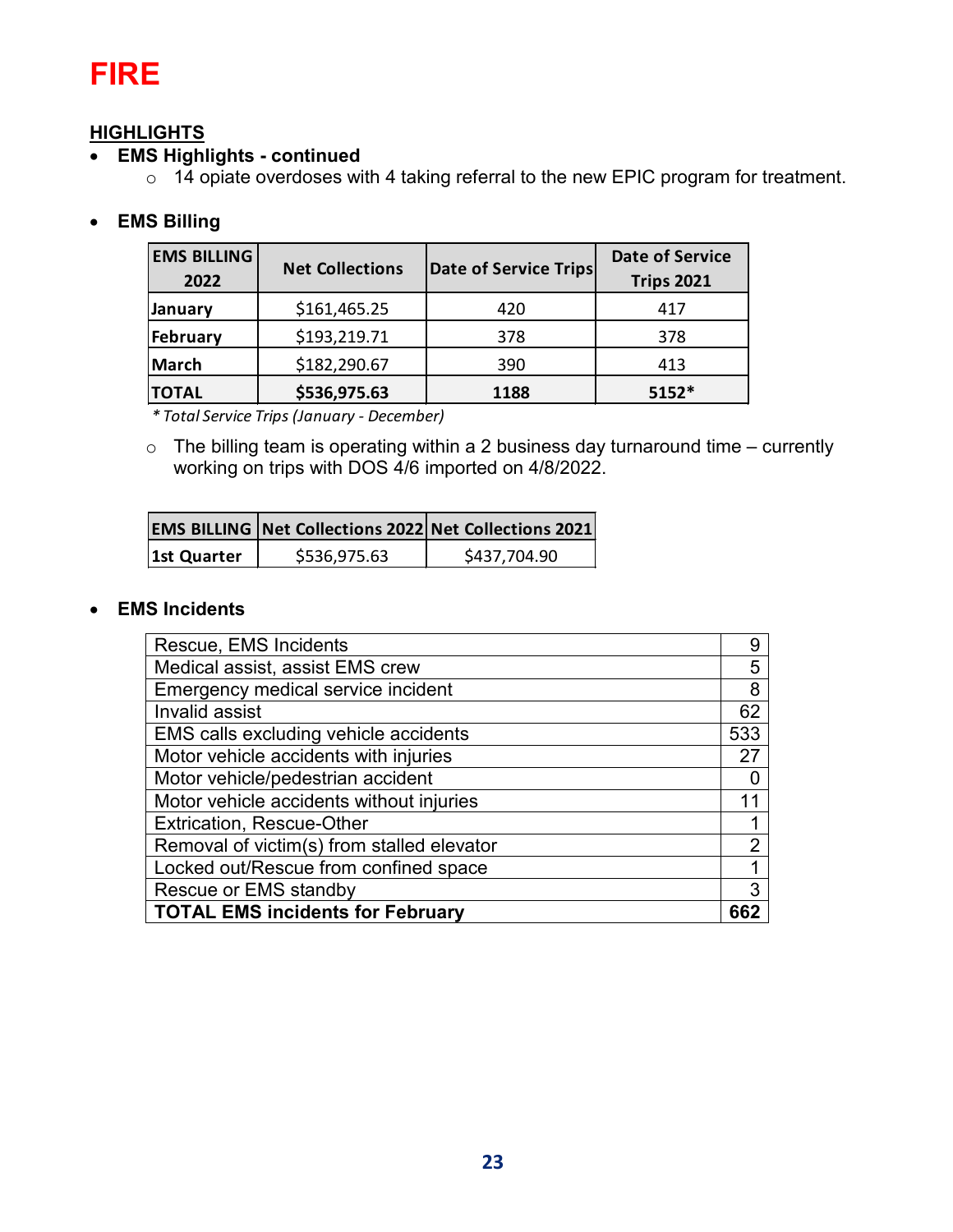# FIRE

## HIGHLIGHTS

- **EMS Highlights - continued**
  - 14 opiate overdoses with 4 taking referral to the new EPIC program for treatment.

- **EMS Billing**

| EMS BILLING 2022 | Net Collections | Date of Service Trips | Date of Service Trips 2021 |
|---|---|---|---|
| January | $161,465.25 | 420 | 417 |
| February | $193,219.71 | 378 | 378 |
| March | $182,290.67 | 390 | 413 |
| **TOTAL** | **$536,975.63** | **1188** | **5152*** |

*\* Total Service Trips (January - December)*

  - The billing team is operating within a 2 business day turnaround time – currently working on trips with DOS 4/6 imported on 4/8/2022.

| EMS BILLING | Net Collections 2022 | Net Collections 2021 |
|---|---|---|
| 1st Quarter | $536,975.63 | $437,704.90 |

- **EMS Incidents**

| Incident | Count |
|---|---|
| Rescue, EMS Incidents | 9 |
| Medical assist, assist EMS crew | 5 |
| Emergency medical service incident | 8 |
| Invalid assist | 62 |
| EMS calls excluding vehicle accidents | 533 |
| Motor vehicle accidents with injuries | 27 |
| Motor vehicle/pedestrian accident | 0 |
| Motor vehicle accidents without injuries | 11 |
| Extrication, Rescue-Other | 1 |
| Removal of victim(s) from stalled elevator | 2 |
| Locked out/Rescue from confined space | 1 |
| Rescue or EMS standby | 3 |
| **TOTAL EMS incidents for February** | **662** |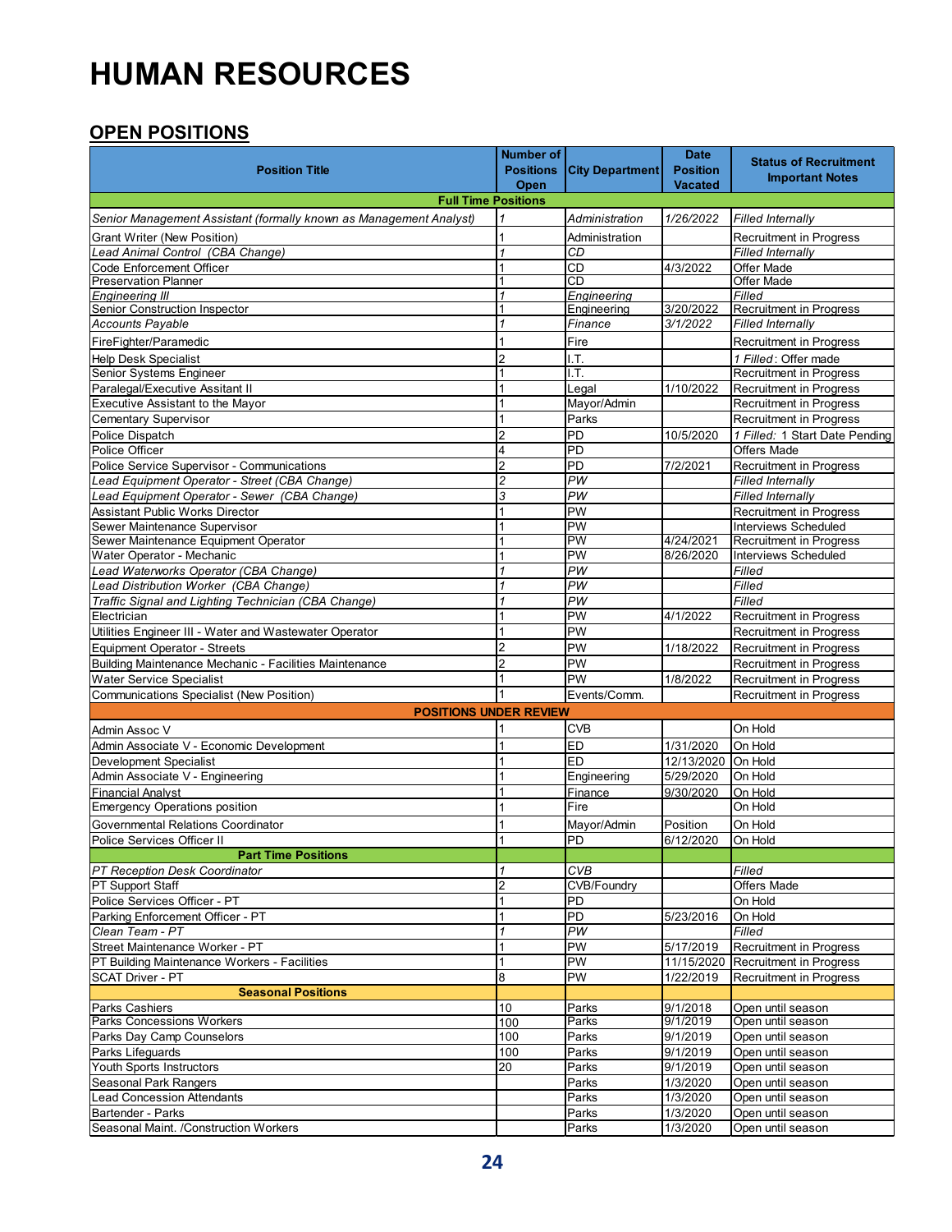# HUMAN RESOURCES

## OPEN POSITIONS

| Position Title | Number of Positions Open | City Department | Date Position Vacated | Status of Recruitment Important Notes |
|---|---|---|---|---|
| **Full Time Positions** | | | | |
| *Senior Management Assistant (formally known as Management Analyst)* | *1* | *Administration* | *1/26/2022* | *Filled Internally* |
| Grant Writer (New Position) | 1 | Administration | | Recruitment in Progress |
| *Lead Animal Control (CBA Change)* | *1* | *CD* | | *Filled Internally* |
| Code Enforcement Officer | 1 | CD | 4/3/2022 | Offer Made |
| Preservation Planner | 1 | CD | | Offer Made |
| *Engineering III* | *1* | *Engineering* | | *Filled* |
| Senior Construction Inspector | 1 | Engineering | 3/20/2022 | Recruitment in Progress |
| *Accounts Payable* | *1* | *Finance* | *3/1/2022* | *Filled Internally* |
| FireFighter/Paramedic | 1 | Fire | | Recruitment in Progress |
| Help Desk Specialist | 2 | I.T. | | *1 Filled*: Offer made |
| Senior Systems Engineer | 1 | I.T. | | Recruitment in Progress |
| Paralegal/Executive Assitant II | 1 | Legal | 1/10/2022 | Recruitment in Progress |
| Executive Assistant to the Mayor | 1 | Mayor/Admin | | Recruitment in Progress |
| Cementary Supervisor | 1 | Parks | | Recruitment in Progress |
| Police Dispatch | 2 | PD | 10/5/2020 | *1 Filled:* 1 Start Date Pending |
| Police Officer | 4 | PD | | Offers Made |
| Police Service Supervisor - Communications | 2 | PD | 7/2/2021 | Recruitment in Progress |
| *Lead Equipment Operator - Street (CBA Change)* | *2* | *PW* | | *Filled Internally* |
| *Lead Equipment Operator - Sewer (CBA Change)* | *3* | *PW* | | *Filled Internally* |
| Assistant Public Works Director | 1 | PW | | Recruitment in Progress |
| Sewer Maintenance Supervisor | 1 | PW | | Interviews Scheduled |
| Sewer Maintenance Equipment Operator | 1 | PW | 4/24/2021 | Recruitment in Progress |
| Water Operator - Mechanic | 1 | PW | 8/26/2020 | Interviews Scheduled |
| *Lead Waterworks Operator (CBA Change)* | *1* | *PW* | | *Filled* |
| *Lead Distribution Worker (CBA Change)* | *1* | *PW* | | *Filled* |
| *Traffic Signal and Lighting Technician (CBA Change)* | *1* | *PW* | | *Filled* |
| Electrician | 1 | PW | 4/1/2022 | Recruitment in Progress |
| Utilities Engineer III - Water and Wastewater Operator | 1 | PW | | Recruitment in Progress |
| Equipment Operator - Streets | 2 | PW | 1/18/2022 | Recruitment in Progress |
| Building Maintenance Mechanic - Facilities Maintenance | 2 | PW | | Recruitment in Progress |
| Water Service Specialist | 1 | PW | 1/8/2022 | Recruitment in Progress |
| Communications Specialist (New Position) | 1 | Events/Comm. | | Recruitment in Progress |
| **POSITIONS UNDER REVIEW** | | | | |
| Admin Assoc V | 1 | CVB | | On Hold |
| Admin Associate V - Economic Development | 1 | ED | 1/31/2020 | On Hold |
| Development Specialist | 1 | ED | 12/13/2020 | On Hold |
| Admin Associate V - Engineering | 1 | Engineering | 5/29/2020 | On Hold |
| Financial Analyst | 1 | Finance | 9/30/2020 | On Hold |
| Emergency Operations position | 1 | Fire | | On Hold |
| Governmental Relations Coordinator | 1 | Mayor/Admin | Position | On Hold |
| Police Services Officer II | 1 | PD | 6/12/2020 | On Hold |
| **Part Time Positions** | | | | |
| *PT Reception Desk Coordinator* | *1* | *CVB* | | *Filled* |
| PT Support Staff | 2 | CVB/Foundry | | Offers Made |
| Police Services Officer - PT | 1 | PD | | On Hold |
| Parking Enforcement Officer - PT | 1 | PD | 5/23/2016 | On Hold |
| *Clean Team - PT* | *1* | *PW* | | *Filled* |
| Street Maintenance Worker - PT | 1 | PW | 5/17/2019 | Recruitment in Progress |
| PT Building Maintenance Workers - Facilities | 1 | PW | 11/15/2020 | Recruitment in Progress |
| SCAT Driver - PT | 8 | PW | 1/22/2019 | Recruitment in Progress |
| **Seasonal Positions** | | | | |
| Parks Cashiers | 10 | Parks | 9/1/2018 | Open until season |
| Parks Concessions Workers | 100 | Parks | 9/1/2019 | Open until season |
| Parks Day Camp Counselors | 100 | Parks | 9/1/2019 | Open until season |
| Parks Lifeguards | 100 | Parks | 9/1/2019 | Open until season |
| Youth Sports Instructors | 20 | Parks | 9/1/2019 | Open until season |
| Seasonal Park Rangers | | Parks | 1/3/2020 | Open until season |
| Lead Concession Attendants | | Parks | 1/3/2020 | Open until season |
| Bartender - Parks | | Parks | 1/3/2020 | Open until season |
| Seasonal Maint. /Construction Workers | | Parks | 1/3/2020 | Open until season |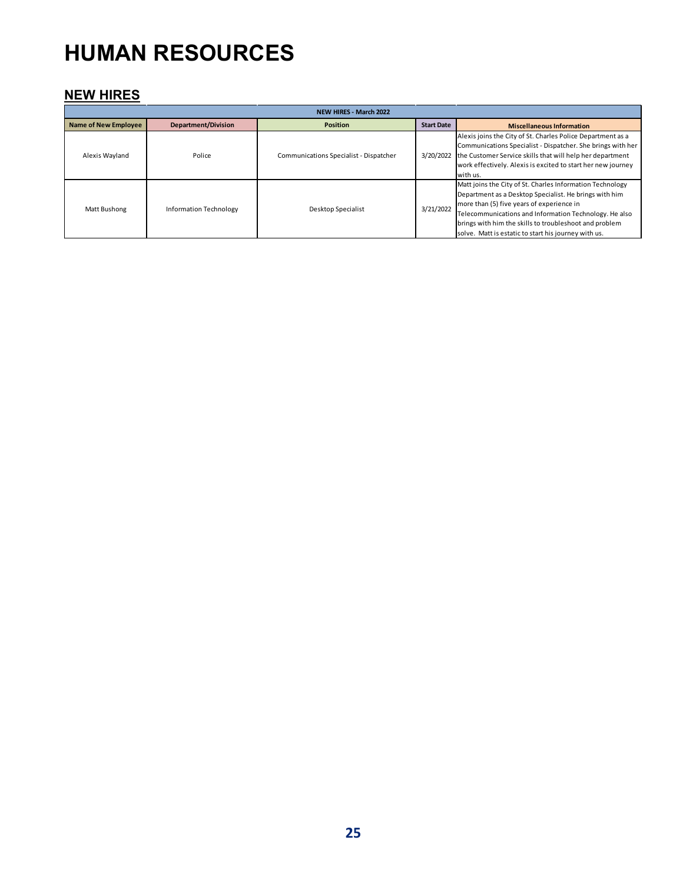# HUMAN RESOURCES

## NEW HIRES

| NEW HIRES - March 2022 | | | | |
|---|---|---|---|---|
| **Name of New Employee** | **Department/Division** | **Position** | **Start Date** | **Miscellaneous Information** |
| Alexis Wayland | Police | Communications Specialist - Dispatcher | 3/20/2022 | Alexis joins the City of St. Charles Police Department as a Communications Specialist - Dispatcher. She brings with her the Customer Service skills that will help her department work effectively. Alexis is excited to start her new journey with us. |
| Matt Bushong | Information Technology | Desktop Specialist | 3/21/2022 | Matt joins the City of St. Charles Information Technology Department as a Desktop Specialist. He brings with him more than (5) five years of experience in Telecommunications and Information Technology. He also brings with him the skills to troubleshoot and problem solve. Matt is estatic to start his journey with us. |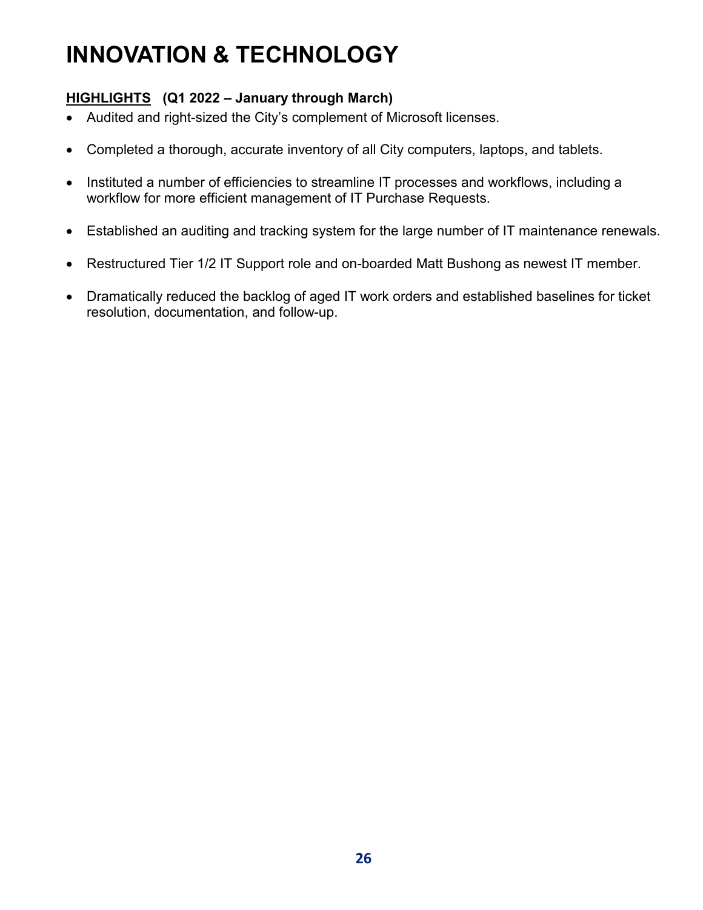# INNOVATION & TECHNOLOGY

**<u>HIGHLIGHTS</u> (Q1 2022 – January through March)**

- Audited and right-sized the City's complement of Microsoft licenses.
- Completed a thorough, accurate inventory of all City computers, laptops, and tablets.
- Instituted a number of efficiencies to streamline IT processes and workflows, including a workflow for more efficient management of IT Purchase Requests.
- Established an auditing and tracking system for the large number of IT maintenance renewals.
- Restructured Tier 1/2 IT Support role and on-boarded Matt Bushong as newest IT member.
- Dramatically reduced the backlog of aged IT work orders and established baselines for ticket resolution, documentation, and follow-up.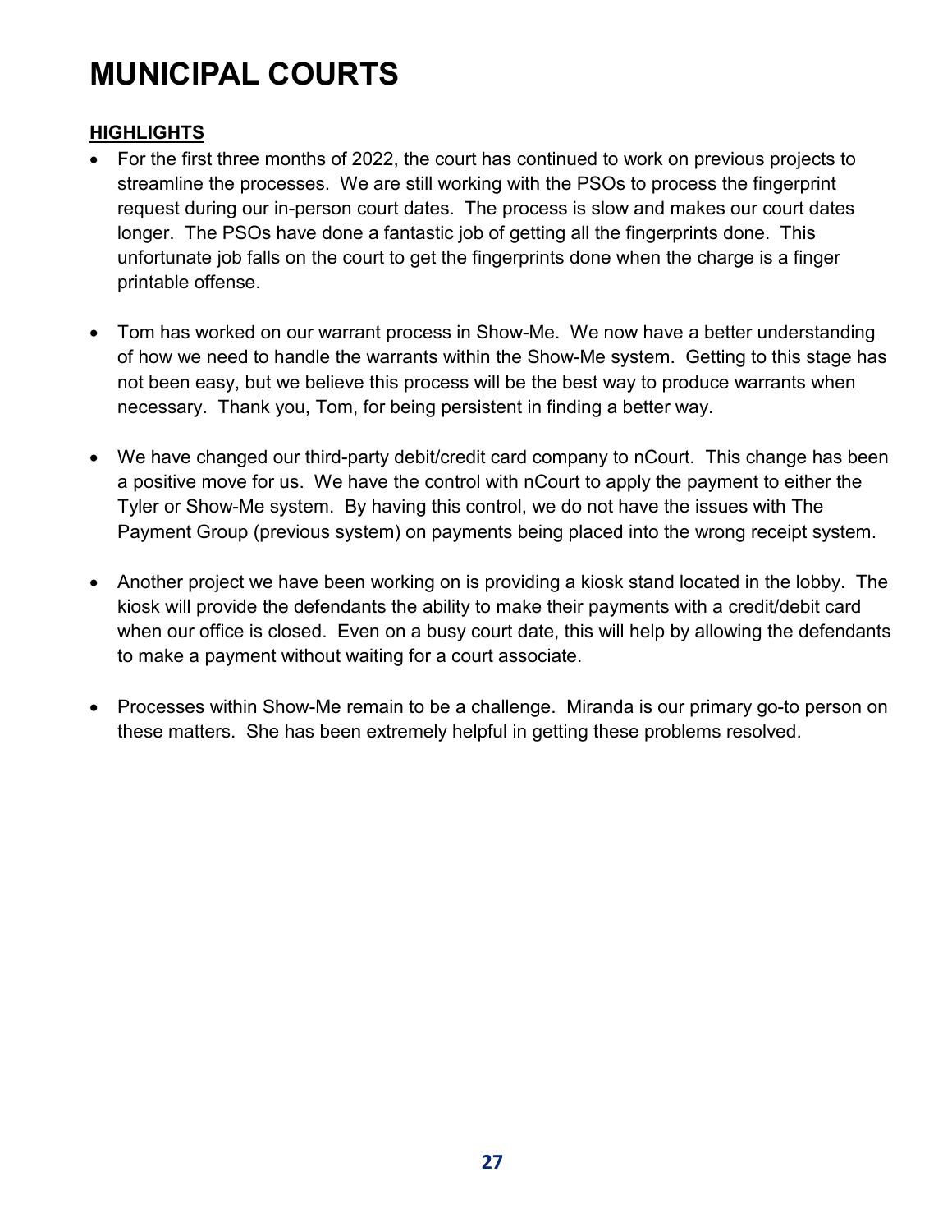# MUNICIPAL COURTS

**HIGHLIGHTS**

- For the first three months of 2022, the court has continued to work on previous projects to streamline the processes. We are still working with the PSOs to process the fingerprint request during our in-person court dates. The process is slow and makes our court dates longer. The PSOs have done a fantastic job of getting all the fingerprints done. This unfortunate job falls on the court to get the fingerprints done when the charge is a finger printable offense.

- Tom has worked on our warrant process in Show-Me. We now have a better understanding of how we need to handle the warrants within the Show-Me system. Getting to this stage has not been easy, but we believe this process will be the best way to produce warrants when necessary. Thank you, Tom, for being persistent in finding a better way.

- We have changed our third-party debit/credit card company to nCourt. This change has been a positive move for us. We have the control with nCourt to apply the payment to either the Tyler or Show-Me system. By having this control, we do not have the issues with The Payment Group (previous system) on payments being placed into the wrong receipt system.

- Another project we have been working on is providing a kiosk stand located in the lobby. The kiosk will provide the defendants the ability to make their payments with a credit/debit card when our office is closed. Even on a busy court date, this will help by allowing the defendants to make a payment without waiting for a court associate.

- Processes within Show-Me remain to be a challenge. Miranda is our primary go-to person on these matters. She has been extremely helpful in getting these problems resolved.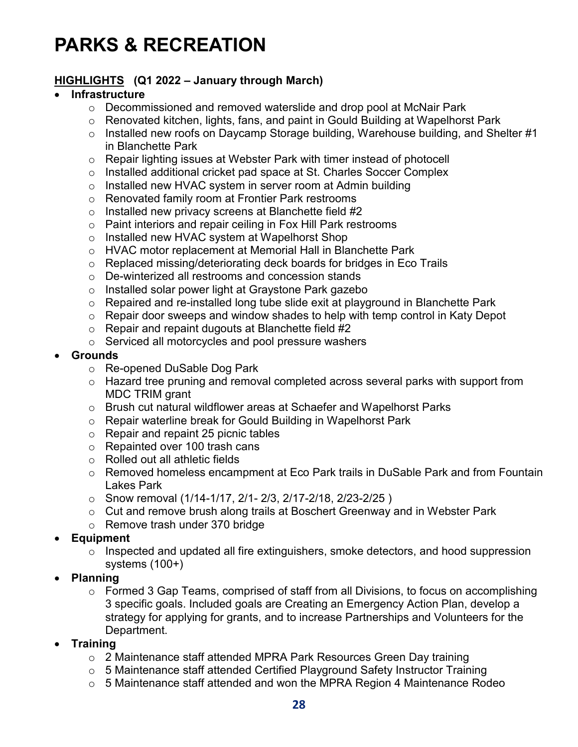# PARKS & RECREATION

**<u>HIGHLIGHTS</u> (Q1 2022 – January through March)**

- **Infrastructure**
  - Decommissioned and removed waterslide and drop pool at McNair Park
  - Renovated kitchen, lights, fans, and paint in Gould Building at Wapelhorst Park
  - Installed new roofs on Daycamp Storage building, Warehouse building, and Shelter #1 in Blanchette Park
  - Repair lighting issues at Webster Park with timer instead of photocell
  - Installed additional cricket pad space at St. Charles Soccer Complex
  - Installed new HVAC system in server room at Admin building
  - Renovated family room at Frontier Park restrooms
  - Installed new privacy screens at Blanchette field #2
  - Paint interiors and repair ceiling in Fox Hill Park restrooms
  - Installed new HVAC system at Wapelhorst Shop
  - HVAC motor replacement at Memorial Hall in Blanchette Park
  - Replaced missing/deteriorating deck boards for bridges in Eco Trails
  - De-winterized all restrooms and concession stands
  - Installed solar power light at Graystone Park gazebo
  - Repaired and re-installed long tube slide exit at playground in Blanchette Park
  - Repair door sweeps and window shades to help with temp control in Katy Depot
  - Repair and repaint dugouts at Blanchette field #2
  - Serviced all motorcycles and pool pressure washers
- **Grounds**
  - Re-opened DuSable Dog Park
  - Hazard tree pruning and removal completed across several parks with support from MDC TRIM grant
  - Brush cut natural wildflower areas at Schaefer and Wapelhorst Parks
  - Repair waterline break for Gould Building in Wapelhorst Park
  - Repair and repaint 25 picnic tables
  - Repainted over 100 trash cans
  - Rolled out all athletic fields
  - Removed homeless encampment at Eco Park trails in DuSable Park and from Fountain Lakes Park
  - Snow removal (1/14-1/17, 2/1- 2/3, 2/17-2/18, 2/23-2/25 )
  - Cut and remove brush along trails at Boschert Greenway and in Webster Park
  - Remove trash under 370 bridge
- **Equipment**
  - Inspected and updated all fire extinguishers, smoke detectors, and hood suppression systems (100+)
- **Planning**
  - Formed 3 Gap Teams, comprised of staff from all Divisions, to focus on accomplishing 3 specific goals. Included goals are Creating an Emergency Action Plan, develop a strategy for applying for grants, and to increase Partnerships and Volunteers for the Department.
- **Training**
  - 2 Maintenance staff attended MPRA Park Resources Green Day training
  - 5 Maintenance staff attended Certified Playground Safety Instructor Training
  - 5 Maintenance staff attended and won the MPRA Region 4 Maintenance Rodeo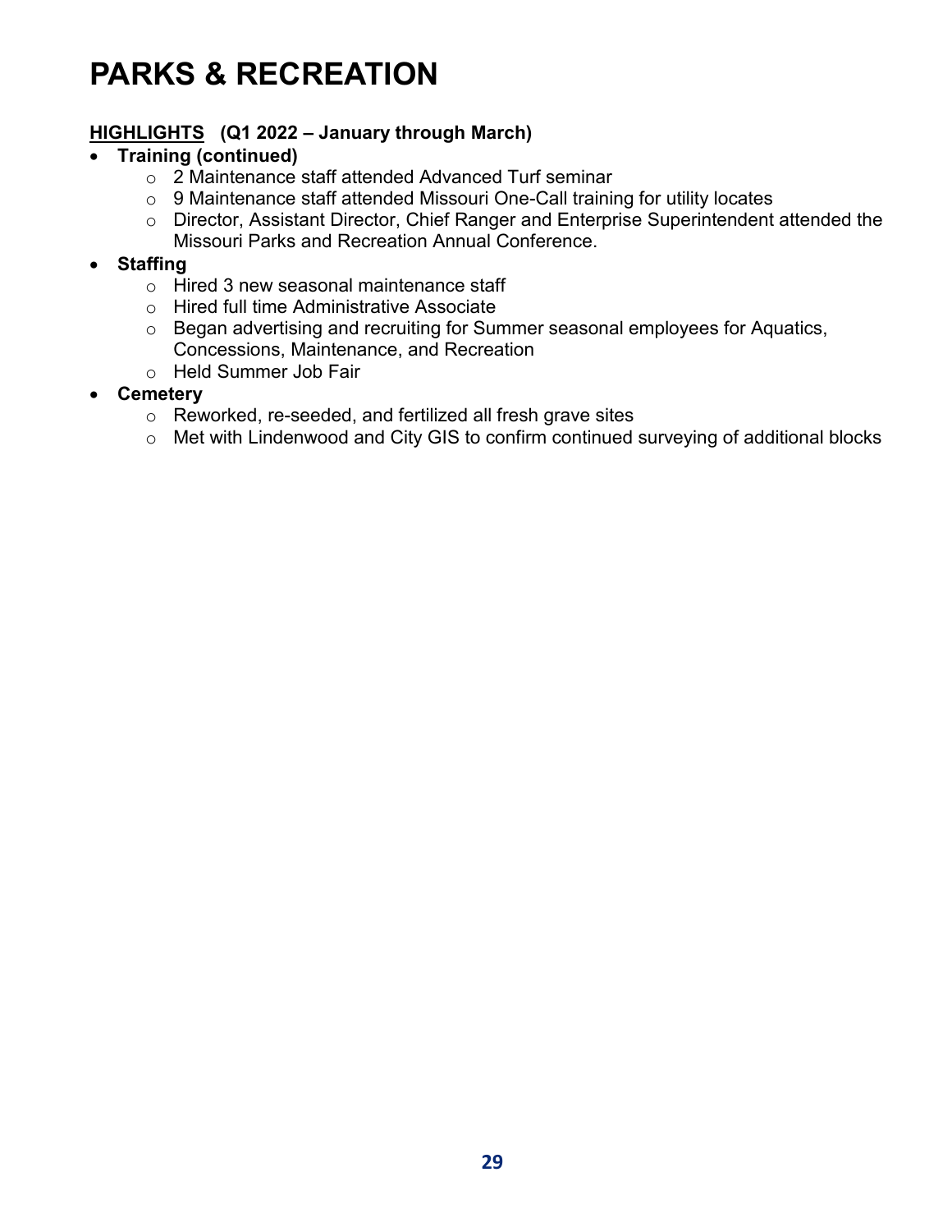# PARKS & RECREATION

**<u>HIGHLIGHTS</u> (Q1 2022 – January through March)**

- **Training (continued)**
  - 2 Maintenance staff attended Advanced Turf seminar
  - 9 Maintenance staff attended Missouri One-Call training for utility locates
  - Director, Assistant Director, Chief Ranger and Enterprise Superintendent attended the Missouri Parks and Recreation Annual Conference.
- **Staffing**
  - Hired 3 new seasonal maintenance staff
  - Hired full time Administrative Associate
  - Began advertising and recruiting for Summer seasonal employees for Aquatics, Concessions, Maintenance, and Recreation
  - Held Summer Job Fair
- **Cemetery**
  - Reworked, re-seeded, and fertilized all fresh grave sites
  - Met with Lindenwood and City GIS to confirm continued surveying of additional blocks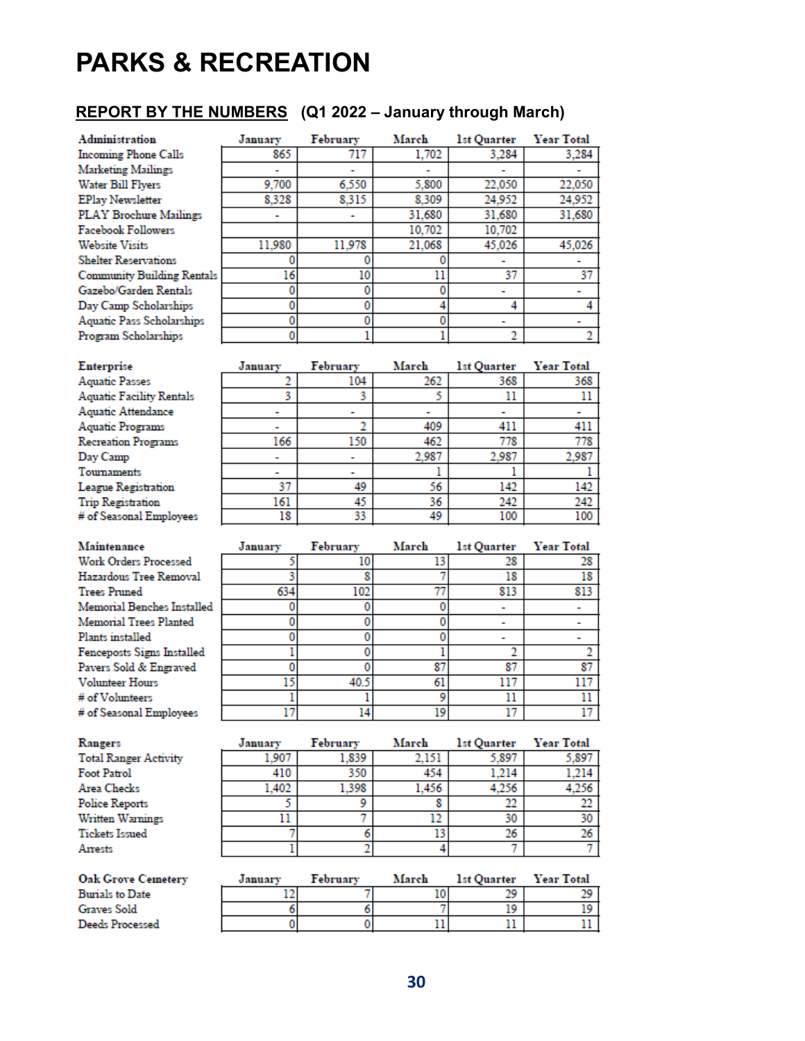# PARKS & RECREATION

## REPORT BY THE NUMBERS (Q1 2022 – January through March)

| Administration | January | February | March | 1st Quarter | Year Total |
|---|---|---|---|---|---|
| Incoming Phone Calls | 865 | 717 | 1,702 | 3,284 | 3,284 |
| Marketing Mailings | - | - | - | - | - |
| Water Bill Flyers | 9,700 | 6,550 | 5,800 | 22,050 | 22,050 |
| EPlay Newsletter | 8,328 | 8,315 | 8,309 | 24,952 | 24,952 |
| PLAY Brochure Mailings | - | - | 31,680 | 31,680 | 31,680 |
| Facebook Followers | | | 10,702 | 10,702 | |
| Website Visits | 11,980 | 11,978 | 21,068 | 45,026 | 45,026 |
| Shelter Reservations | 0 | 0 | 0 | - | - |
| Community Building Rentals | 16 | 10 | 11 | 37 | 37 |
| Gazebo/Garden Rentals | 0 | 0 | 0 | - | - |
| Day Camp Scholarships | 0 | 0 | 4 | 4 | 4 |
| Aquatic Pass Scholarships | 0 | 0 | 0 | - | - |
| Program Scholarships | 0 | 1 | 1 | 2 | 2 |

| Enterprise | January | February | March | 1st Quarter | Year Total |
|---|---|---|---|---|---|
| Aquatic Passes | 2 | 104 | 262 | 368 | 368 |
| Aquatic Facility Rentals | 3 | 3 | 5 | 11 | 11 |
| Aquatic Attendance | - | - | - | - | - |
| Aquatic Programs | - | 2 | 409 | 411 | 411 |
| Recreation Programs | 166 | 150 | 462 | 778 | 778 |
| Day Camp | - | - | 2,987 | 2,987 | 2,987 |
| Tournaments | - | - | 1 | 1 | 1 |
| League Registration | 37 | 49 | 56 | 142 | 142 |
| Trip Registration | 161 | 45 | 36 | 242 | 242 |
| # of Seasonal Employees | 18 | 33 | 49 | 100 | 100 |

| Maintenance | January | February | March | 1st Quarter | Year Total |
|---|---|---|---|---|---|
| Work Orders Processed | 5 | 10 | 13 | 28 | 28 |
| Hazardous Tree Removal | 3 | 8 | 7 | 18 | 18 |
| Trees Pruned | 634 | 102 | 77 | 813 | 813 |
| Memorial Benches Installed | 0 | 0 | 0 | - | - |
| Memorial Trees Planted | 0 | 0 | 0 | - | - |
| Plants installed | 0 | 0 | 0 | - | - |
| Fenceposts Signs Installed | 1 | 0 | 1 | 2 | 2 |
| Pavers Sold & Engraved | 0 | 0 | 87 | 87 | 87 |
| Volunteer Hours | 15 | 40.5 | 61 | 117 | 117 |
| # of Volunteers | 1 | 1 | 9 | 11 | 11 |
| # of Seasonal Employees | 17 | 14 | 19 | 17 | 17 |

| Rangers | January | February | March | 1st Quarter | Year Total |
|---|---|---|---|---|---|
| Total Ranger Activity | 1,907 | 1,839 | 2,151 | 5,897 | 5,897 |
| Foot Patrol | 410 | 350 | 454 | 1,214 | 1,214 |
| Area Checks | 1,402 | 1,398 | 1,456 | 4,256 | 4,256 |
| Police Reports | 5 | 9 | 8 | 22 | 22 |
| Written Warnings | 11 | 7 | 12 | 30 | 30 |
| Tickets Issued | 7 | 6 | 13 | 26 | 26 |
| Arrests | 1 | 2 | 4 | 7 | 7 |

| Oak Grove Cemetery | January | February | March | 1st Quarter | Year Total |
|---|---|---|---|---|---|
| Burials to Date | 12 | 7 | 10 | 29 | 29 |
| Graves Sold | 6 | 6 | 7 | 19 | 19 |
| Deeds Processed | 0 | 0 | 11 | 11 | 11 |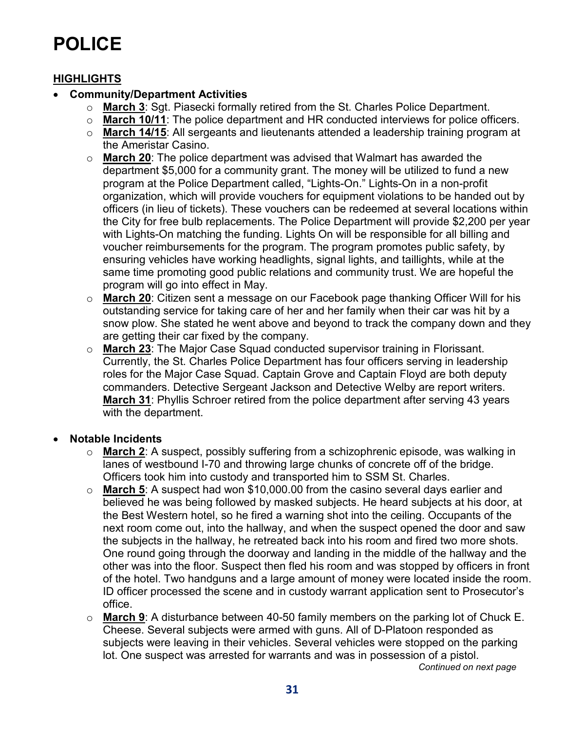# POLICE

## HIGHLIGHTS

- **Community/Department Activities**
  - **March 3**: Sgt. Piasecki formally retired from the St. Charles Police Department.
  - **March 10/11**: The police department and HR conducted interviews for police officers.
  - **March 14/15**: All sergeants and lieutenants attended a leadership training program at the Ameristar Casino.
  - **March 20**: The police department was advised that Walmart has awarded the department $5,000 for a community grant. The money will be utilized to fund a new program at the Police Department called, "Lights-On." Lights-On in a non-profit organization, which will provide vouchers for equipment violations to be handed out by officers (in lieu of tickets). These vouchers can be redeemed at several locations within the City for free bulb replacements. The Police Department will provide $2,200 per year with Lights-On matching the funding. Lights On will be responsible for all billing and voucher reimbursements for the program. The program promotes public safety, by ensuring vehicles have working headlights, signal lights, and taillights, while at the same time promoting good public relations and community trust. We are hopeful the program will go into effect in May.
  - **March 20**: Citizen sent a message on our Facebook page thanking Officer Will for his outstanding service for taking care of her and her family when their car was hit by a snow plow. She stated he went above and beyond to track the company down and they are getting their car fixed by the company.
  - **March 23**: The Major Case Squad conducted supervisor training in Florissant. Currently, the St. Charles Police Department has four officers serving in leadership roles for the Major Case Squad. Captain Grove and Captain Floyd are both deputy commanders. Detective Sergeant Jackson and Detective Welby are report writers. **March 31**: Phyllis Schroer retired from the police department after serving 43 years with the department.

- **Notable Incidents**
  - **March 2**: A suspect, possibly suffering from a schizophrenic episode, was walking in lanes of westbound I-70 and throwing large chunks of concrete off of the bridge. Officers took him into custody and transported him to SSM St. Charles.
  - **March 5**: A suspect had won $10,000.00 from the casino several days earlier and believed he was being followed by masked subjects. He heard subjects at his door, at the Best Western hotel, so he fired a warning shot into the ceiling. Occupants of the next room come out, into the hallway, and when the suspect opened the door and saw the subjects in the hallway, he retreated back into his room and fired two more shots. One round going through the doorway and landing in the middle of the hallway and the other was into the floor. Suspect then fled his room and was stopped by officers in front of the hotel. Two handguns and a large amount of money were located inside the room. ID officer processed the scene and in custody warrant application sent to Prosecutor's office.
  - **March 9**: A disturbance between 40-50 family members on the parking lot of Chuck E. Cheese. Several subjects were armed with guns. All of D-Platoon responded as subjects were leaving in their vehicles. Several vehicles were stopped on the parking lot. One suspect was arrested for warrants and was in possession of a pistol.

*Continued on next page*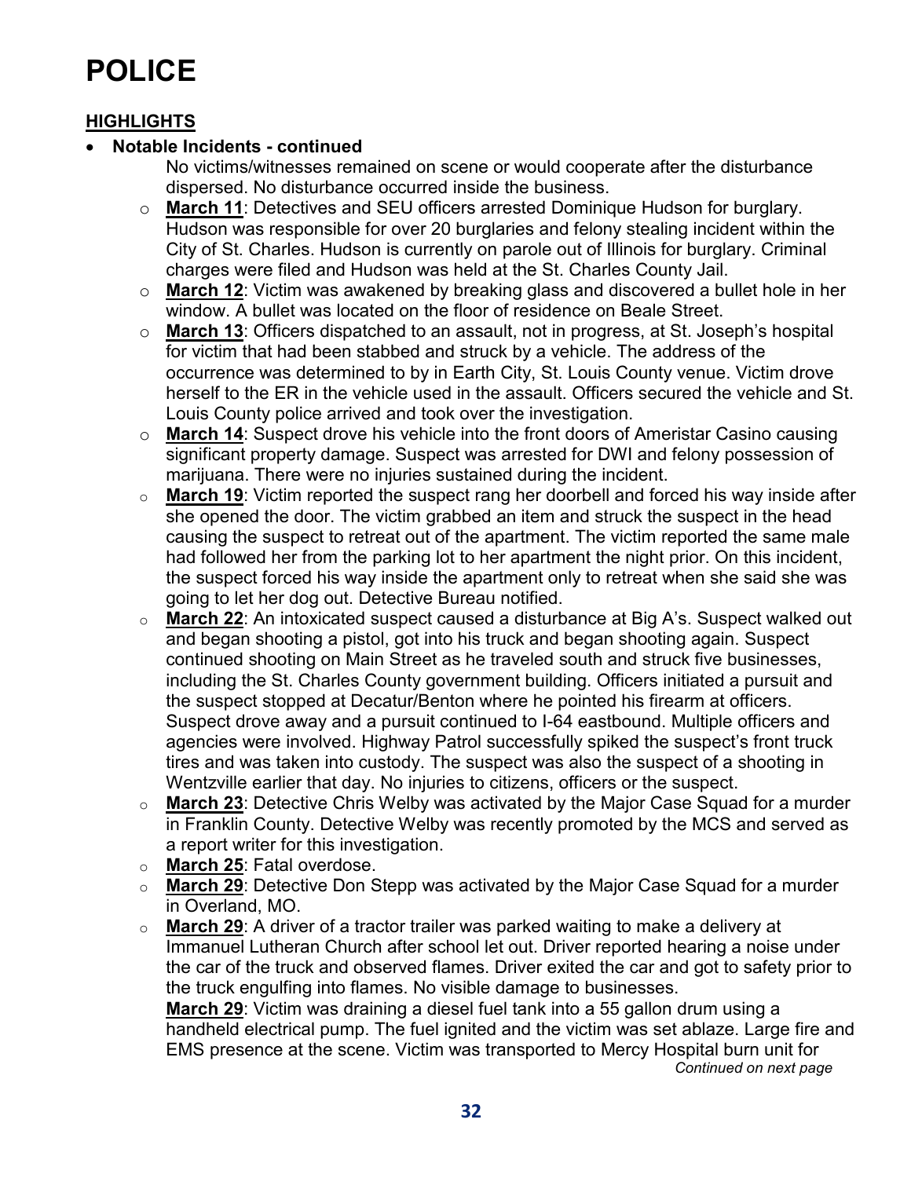# POLICE

## HIGHLIGHTS

- **Notable Incidents - continued**

  No victims/witnesses remained on scene or would cooperate after the disturbance dispersed. No disturbance occurred inside the business.

  - **March 11**: Detectives and SEU officers arrested Dominique Hudson for burglary. Hudson was responsible for over 20 burglaries and felony stealing incident within the City of St. Charles. Hudson is currently on parole out of Illinois for burglary. Criminal charges were filed and Hudson was held at the St. Charles County Jail.
  - **March 12**: Victim was awakened by breaking glass and discovered a bullet hole in her window. A bullet was located on the floor of residence on Beale Street.
  - **March 13**: Officers dispatched to an assault, not in progress, at St. Joseph's hospital for victim that had been stabbed and struck by a vehicle. The address of the occurrence was determined to by in Earth City, St. Louis County venue. Victim drove herself to the ER in the vehicle used in the assault. Officers secured the vehicle and St. Louis County police arrived and took over the investigation.
  - **March 14**: Suspect drove his vehicle into the front doors of Ameristar Casino causing significant property damage. Suspect was arrested for DWI and felony possession of marijuana. There were no injuries sustained during the incident.
  - **March 19**: Victim reported the suspect rang her doorbell and forced his way inside after she opened the door. The victim grabbed an item and struck the suspect in the head causing the suspect to retreat out of the apartment. The victim reported the same male had followed her from the parking lot to her apartment the night prior. On this incident, the suspect forced his way inside the apartment only to retreat when she said she was going to let her dog out. Detective Bureau notified.
  - **March 22**: An intoxicated suspect caused a disturbance at Big A's. Suspect walked out and began shooting a pistol, got into his truck and began shooting again. Suspect continued shooting on Main Street as he traveled south and struck five businesses, including the St. Charles County government building. Officers initiated a pursuit and the suspect stopped at Decatur/Benton where he pointed his firearm at officers. Suspect drove away and a pursuit continued to I-64 eastbound. Multiple officers and agencies were involved. Highway Patrol successfully spiked the suspect's front truck tires and was taken into custody. The suspect was also the suspect of a shooting in Wentzville earlier that day. No injuries to citizens, officers or the suspect.
  - **March 23**: Detective Chris Welby was activated by the Major Case Squad for a murder in Franklin County. Detective Welby was recently promoted by the MCS and served as a report writer for this investigation.
  - **March 25**: Fatal overdose.
  - **March 29**: Detective Don Stepp was activated by the Major Case Squad for a murder in Overland, MO.
  - **March 29**: A driver of a tractor trailer was parked waiting to make a delivery at Immanuel Lutheran Church after school let out. Driver reported hearing a noise under the car of the truck and observed flames. Driver exited the car and got to safety prior to the truck engulfing into flames. No visible damage to businesses.

    **March 29**: Victim was draining a diesel fuel tank into a 55 gallon drum using a handheld electrical pump. The fuel ignited and the victim was set ablaze. Large fire and EMS presence at the scene. Victim was transported to Mercy Hospital burn unit for

*Continued on next page*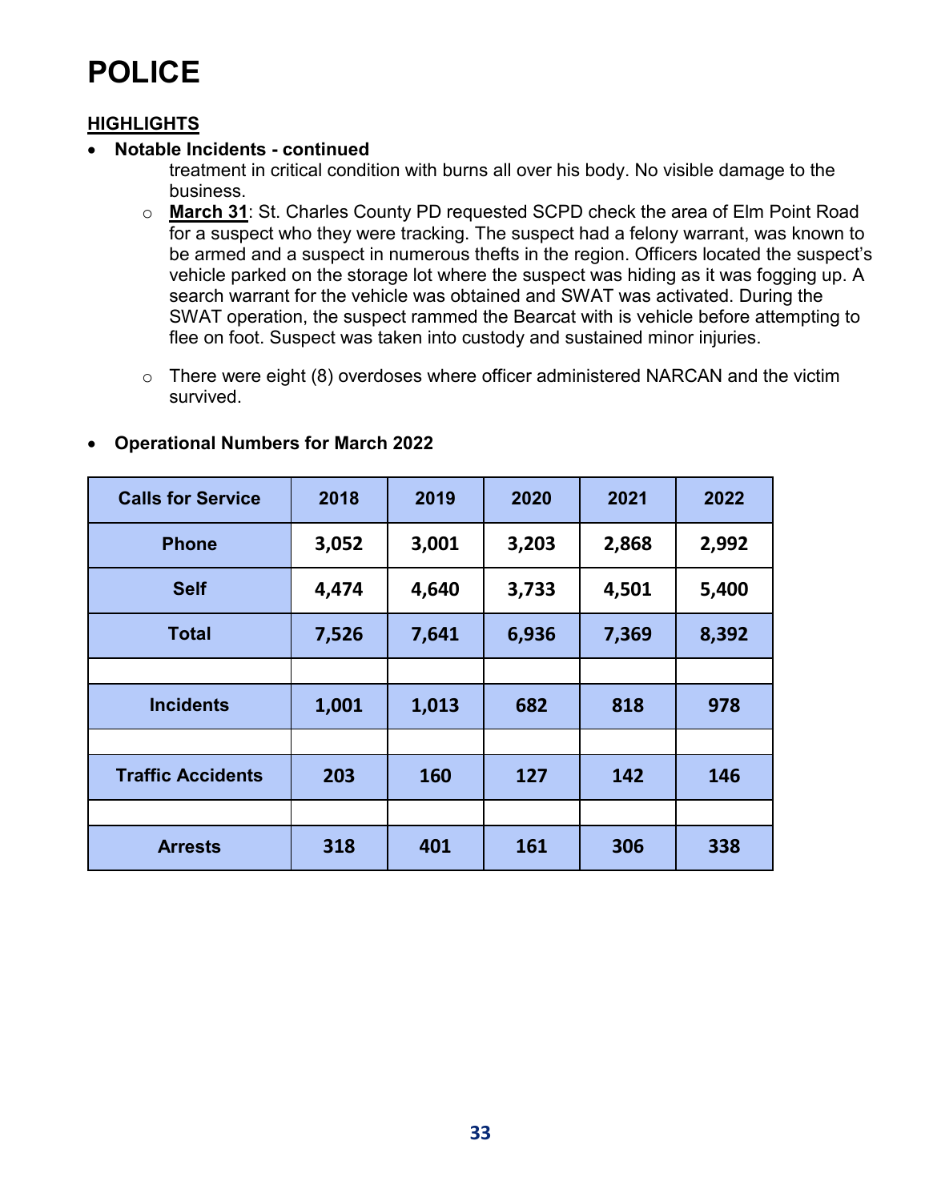# POLICE

## HIGHLIGHTS

- **Notable Incidents - continued**

  treatment in critical condition with burns all over his body. No visible damage to the business.

  - **March 31**: St. Charles County PD requested SCPD check the area of Elm Point Road for a suspect who they were tracking. The suspect had a felony warrant, was known to be armed and a suspect in numerous thefts in the region. Officers located the suspect's vehicle parked on the storage lot where the suspect was hiding as it was fogging up. A search warrant for the vehicle was obtained and SWAT was activated. During the SWAT operation, the suspect rammed the Bearcat with is vehicle before attempting to flee on foot. Suspect was taken into custody and sustained minor injuries.

  - There were eight (8) overdoses where officer administered NARCAN and the victim survived.

- **Operational Numbers for March 2022**

| Calls for Service | 2018 | 2019 | 2020 | 2021 | 2022 |
|---|---|---|---|---|---|
| Phone | 3,052 | 3,001 | 3,203 | 2,868 | 2,992 |
| Self | 4,474 | 4,640 | 3,733 | 4,501 | 5,400 |
| Total | 7,526 | 7,641 | 6,936 | 7,369 | 8,392 |
| | | | | | |
| Incidents | 1,001 | 1,013 | 682 | 818 | 978 |
| | | | | | |
| Traffic Accidents | 203 | 160 | 127 | 142 | 146 |
| | | | | | |
| Arrests | 318 | 401 | 161 | 306 | 338 |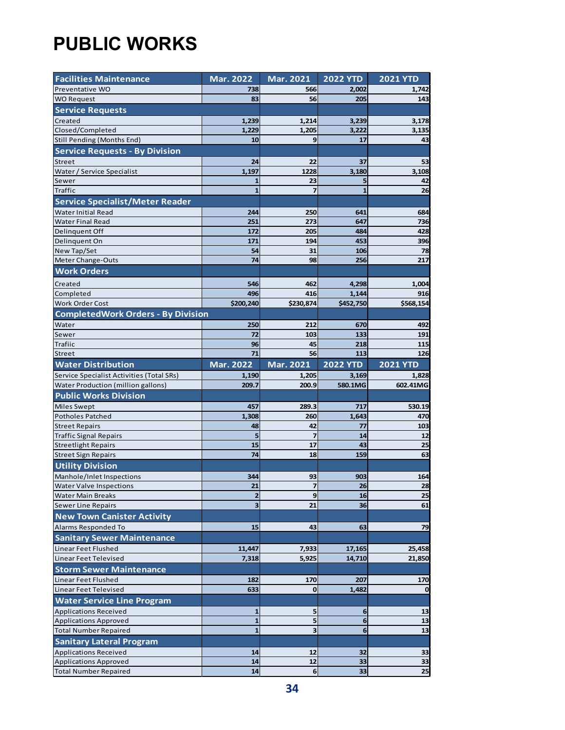# PUBLIC WORKS

| Facilities Maintenance | Mar. 2022 | Mar. 2021 | 2022 YTD | 2021 YTD |
|---|---|---|---|---|
| Preventative WO | 738 | 566 | 2,002 | 1,742 |
| WO Request | 83 | 56 | 205 | 143 |
| **Service Requests** | | | | |
| Created | 1,239 | 1,214 | 3,239 | 3,178 |
| Closed/Completed | 1,229 | 1,205 | 3,222 | 3,135 |
| Still Pending (Months End) | 10 | 9 | 17 | 43 |
| **Service Requests - By Division** | | | | |
| Street | 24 | 22 | 37 | 53 |
| Water / Service Specialist | 1,197 | 1228 | 3,180 | 3,108 |
| Sewer | 1 | 23 | 5 | 42 |
| Traffic | 1 | 7 | 1 | 26 |
| **Service Specialist/Meter Reader** | | | | |
| Water Initial Read | 244 | 250 | 641 | 684 |
| Water Final Read | 251 | 273 | 647 | 736 |
| Delinquent Off | 172 | 205 | 484 | 428 |
| Delinquent On | 171 | 194 | 453 | 396 |
| New Tap/Set | 54 | 31 | 106 | 78 |
| Meter Change-Outs | 74 | 98 | 256 | 217 |
| **Work Orders** | | | | |
| Created | 546 | 462 | 4,298 | 1,004 |
| Completed | 496 | 416 | 1,144 | 916 |
| Work Order Cost | $200,240 | $230,874 | $452,750 | $568,154 |
| **CompletedWork Orders - By Division** | | | | |
| Water | 250 | 212 | 670 | 492 |
| Sewer | 72 | 103 | 133 | 191 |
| Trafiic | 96 | 45 | 218 | 115 |
| Street | 71 | 56 | 113 | 126 |
| **Water Distribution** | **Mar. 2022** | **Mar. 2021** | **2022 YTD** | **2021 YTD** |
| Service Specialist Activities (Total SRs) | 1,190 | 1,205 | 3,169 | 1,828 |
| Water Production (million gallons) | 209.7 | 200.9 | 580.1MG | 602.41MG |
| **Public Works Division** | | | | |
| Miles Swept | 457 | 289.3 | 717 | 530.19 |
| Potholes Patched | 1,308 | 260 | 1,643 | 470 |
| Street Repairs | 48 | 42 | 77 | 103 |
| Traffic Signal Repairs | 5 | 7 | 14 | 12 |
| Streetlight Repairs | 15 | 17 | 43 | 25 |
| Street Sign Repairs | 74 | 18 | 159 | 63 |
| **Utility Division** | | | | |
| Manhole/Inlet Inspections | 344 | 93 | 903 | 164 |
| Water Valve Inspections | 21 | 7 | 26 | 28 |
| Water Main Breaks | 2 | 9 | 16 | 25 |
| Sewer Line Repairs | 3 | 21 | 36 | 61 |
| **New Town Canister Activity** | | | | |
| Alarms Responded To | 15 | 43 | 63 | 79 |
| **Sanitary Sewer Maintenance** | | | | |
| Linear Feet Flushed | 11,447 | 7,933 | 17,165 | 25,458 |
| Linear Feet Televised | 7,318 | 5,925 | 14,710 | 21,850 |
| **Storm Sewer Maintenance** | | | | |
| Linear Feet Flushed | 182 | 170 | 207 | 170 |
| Linear Feet Televised | 633 | 0 | 1,482 | 0 |
| **Water Service Line Program** | | | | |
| Applications Received | 1 | 5 | 6 | 13 |
| Applications Approved | 1 | 5 | 6 | 13 |
| Total Number Repaired | 1 | 3 | 6 | 13 |
| **Sanitary Lateral Program** | | | | |
| Applications Received | 14 | 12 | 32 | 33 |
| Applications Approved | 14 | 12 | 33 | 33 |
| Total Number Repaired | 14 | 6 | 33 | 25 |